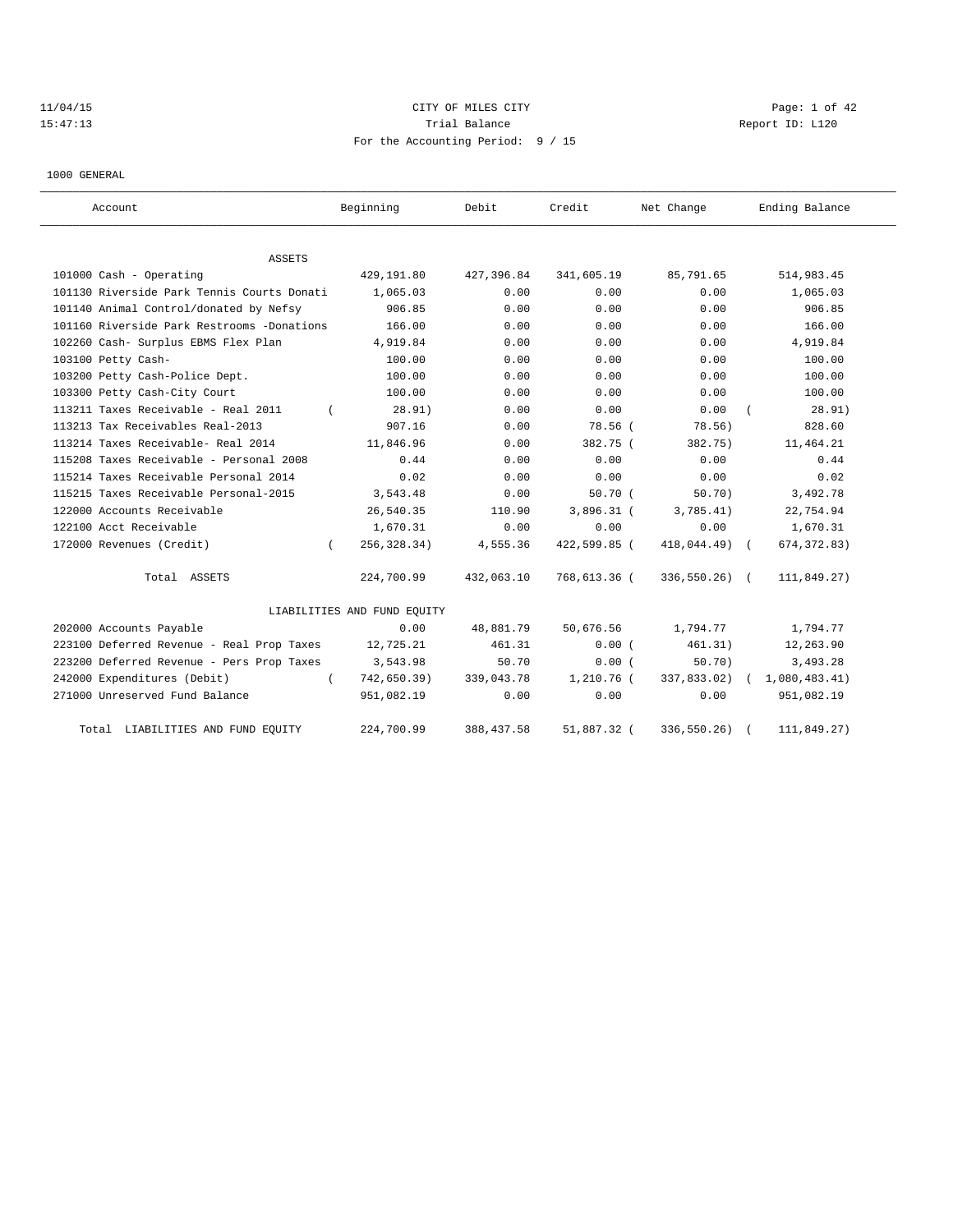11/04/15 CITY OF MILES CITY
15:47:13 Trial Balance Report ID: L120
For the Accounting Period: 9 / 15

1000 GENERAL

| Account | Beginning | Debit | Credit | Net Change | Ending Balance |
|---|---|---|---|---|---|
| ASSETS | | | | | |
| 101000 Cash - Operating | 429,191.80 | 427,396.84 | 341,605.19 | 85,791.65 | 514,983.45 |
| 101130 Riverside Park Tennis Courts Donati | 1,065.03 | 0.00 | 0.00 | 0.00 | 1,065.03 |
| 101140 Animal Control/donated by Nefsy | 906.85 | 0.00 | 0.00 | 0.00 | 906.85 |
| 101160 Riverside Park Restrooms -Donations | 166.00 | 0.00 | 0.00 | 0.00 | 166.00 |
| 102260 Cash- Surplus EBMS Flex Plan | 4,919.84 | 0.00 | 0.00 | 0.00 | 4,919.84 |
| 103100 Petty Cash- | 100.00 | 0.00 | 0.00 | 0.00 | 100.00 |
| 103200 Petty Cash-Police Dept. | 100.00 | 0.00 | 0.00 | 0.00 | 100.00 |
| 103300 Petty Cash-City Court | 100.00 | 0.00 | 0.00 | 0.00 | 100.00 |
| 113211 Taxes Receivable - Real 2011 | ( 28.91) | 0.00 | 0.00 | 0.00 | ( 28.91) |
| 113213 Tax Receivables Real-2013 | 907.16 | 0.00 | 78.56 | ( 78.56) | 828.60 |
| 113214 Taxes Receivable- Real 2014 | 11,846.96 | 0.00 | 382.75 | ( 382.75) | 11,464.21 |
| 115208 Taxes Receivable - Personal 2008 | 0.44 | 0.00 | 0.00 | 0.00 | 0.44 |
| 115214 Taxes Receivable Personal 2014 | 0.02 | 0.00 | 0.00 | 0.00 | 0.02 |
| 115215 Taxes Receivable Personal-2015 | 3,543.48 | 0.00 | 50.70 | ( 50.70) | 3,492.78 |
| 122000 Accounts Receivable | 26,540.35 | 110.90 | 3,896.31 | ( 3,785.41) | 22,754.94 |
| 122100 Acct Receivable | 1,670.31 | 0.00 | 0.00 | 0.00 | 1,670.31 |
| 172000 Revenues (Credit) | ( 256,328.34) | 4,555.36 | 422,599.85 | ( 418,044.49) | ( 674,372.83) |
| Total ASSETS | 224,700.99 | 432,063.10 | 768,613.36 | ( 336,550.26) | ( 111,849.27) |
| LIABILITIES AND FUND EQUITY | | | | | |
| 202000 Accounts Payable | 0.00 | 48,881.79 | 50,676.56 | 1,794.77 | 1,794.77 |
| 223100 Deferred Revenue - Real Prop Taxes | 12,725.21 | 461.31 | 0.00 | ( 461.31) | 12,263.90 |
| 223200 Deferred Revenue - Pers Prop Taxes | 3,543.98 | 50.70 | 0.00 | ( 50.70) | 3,493.28 |
| 242000 Expenditures (Debit) | ( 742,650.39) | 339,043.78 | 1,210.76 | ( 337,833.02) | ( 1,080,483.41) |
| 271000 Unreserved Fund Balance | 951,082.19 | 0.00 | 0.00 | 0.00 | 951,082.19 |
| Total LIABILITIES AND FUND EQUITY | 224,700.99 | 388,437.58 | 51,887.32 | ( 336,550.26) | ( 111,849.27) |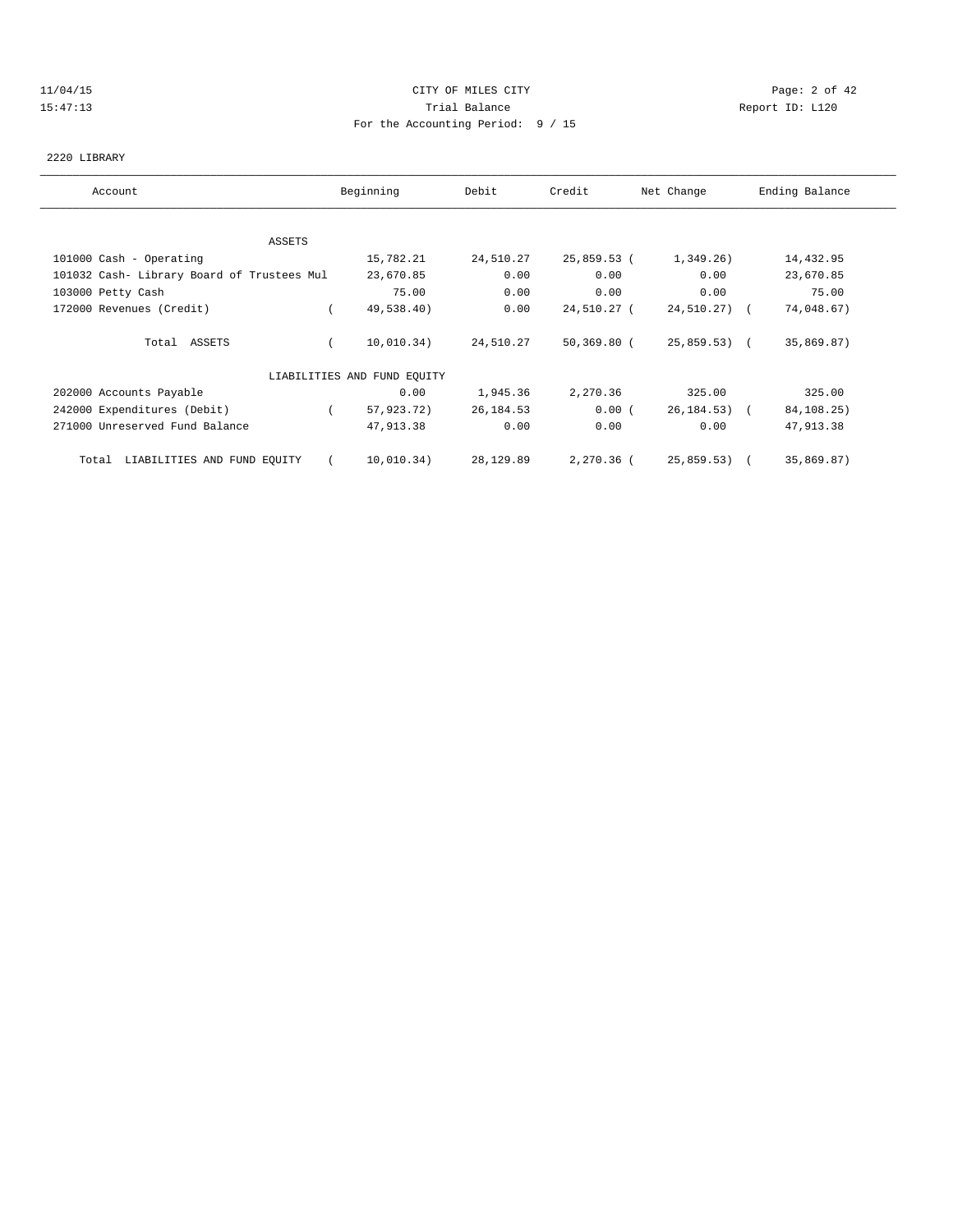CITY OF MILES CITY

Trial Balance

For the Accounting Period: 9 / 15

11/04/15
15:47:13

Report ID: L120

2220 LIBRARY

| Account | Beginning | Debit | Credit | Net Change | Ending Balance |
|---|---|---|---|---|---|
| ASSETS | | | | | |
| 101000 Cash - Operating | 15,782.21 | 24,510.27 | 25,859.53 | ( 1,349.26) | 14,432.95 |
| 101032 Cash- Library Board of Trustees Mul | 23,670.85 | 0.00 | 0.00 | 0.00 | 23,670.85 |
| 103000 Petty Cash | 75.00 | 0.00 | 0.00 | 0.00 | 75.00 |
| 172000 Revenues (Credit) | ( 49,538.40) | 0.00 | 24,510.27 | ( 24,510.27) | ( 74,048.67) |
| Total ASSETS | ( 10,010.34) | 24,510.27 | 50,369.80 | ( 25,859.53) | ( 35,869.87) |
| LIABILITIES AND FUND EQUITY | | | | | |
| 202000 Accounts Payable | 0.00 | 1,945.36 | 2,270.36 | 325.00 | 325.00 |
| 242000 Expenditures (Debit) | ( 57,923.72) | 26,184.53 | 0.00 | ( 26,184.53) | ( 84,108.25) |
| 271000 Unreserved Fund Balance | 47,913.38 | 0.00 | 0.00 | 0.00 | 47,913.38 |
| Total LIABILITIES AND FUND EQUITY | ( 10,010.34) | 28,129.89 | 2,270.36 | ( 25,859.53) | ( 35,869.87) |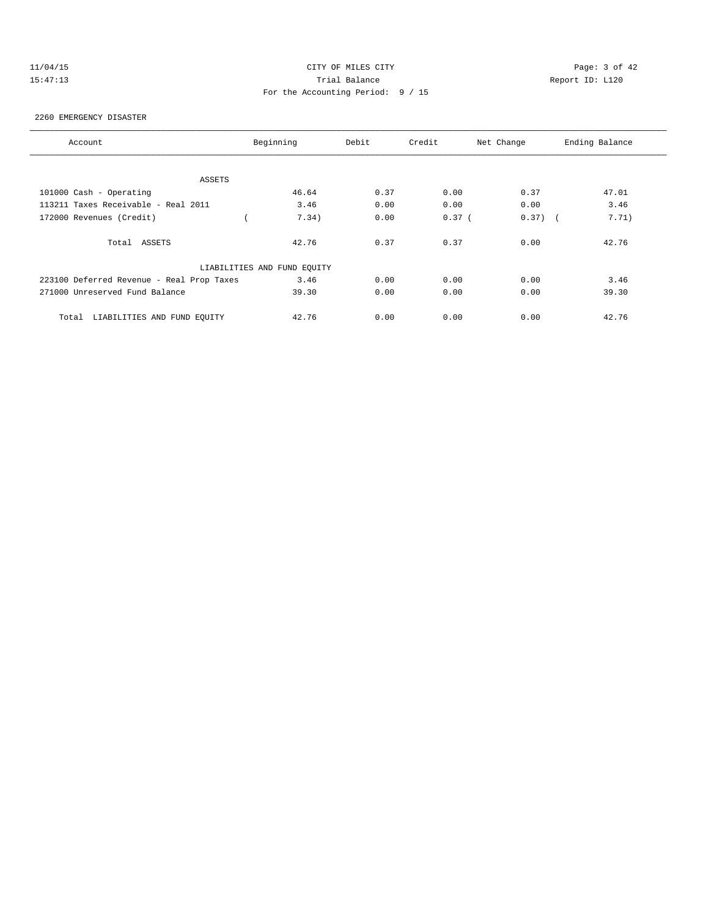CITY OF MILES CITY

Trial Balance

For the Accounting Period: 9 / 15

11/04/15 15:47:13 — Report ID: L120

2260 EMERGENCY DISASTER

| Account | Beginning | Debit | Credit | Net Change | Ending Balance |
|---|---|---|---|---|---|
| ASSETS | | | | | |
| 101000 Cash - Operating | 46.64 | 0.37 | 0.00 | 0.37 | 47.01 |
| 113211 Taxes Receivable - Real 2011 | 3.46 | 0.00 | 0.00 | 0.00 | 3.46 |
| 172000 Revenues (Credit) | ( 7.34) | 0.00 | 0.37 | ( 0.37) | ( 7.71) |
| Total ASSETS | 42.76 | 0.37 | 0.37 | 0.00 | 42.76 |
| LIABILITIES AND FUND EQUITY | | | | | |
| 223100 Deferred Revenue - Real Prop Taxes | 3.46 | 0.00 | 0.00 | 0.00 | 3.46 |
| 271000 Unreserved Fund Balance | 39.30 | 0.00 | 0.00 | 0.00 | 39.30 |
| Total LIABILITIES AND FUND EQUITY | 42.76 | 0.00 | 0.00 | 0.00 | 42.76 |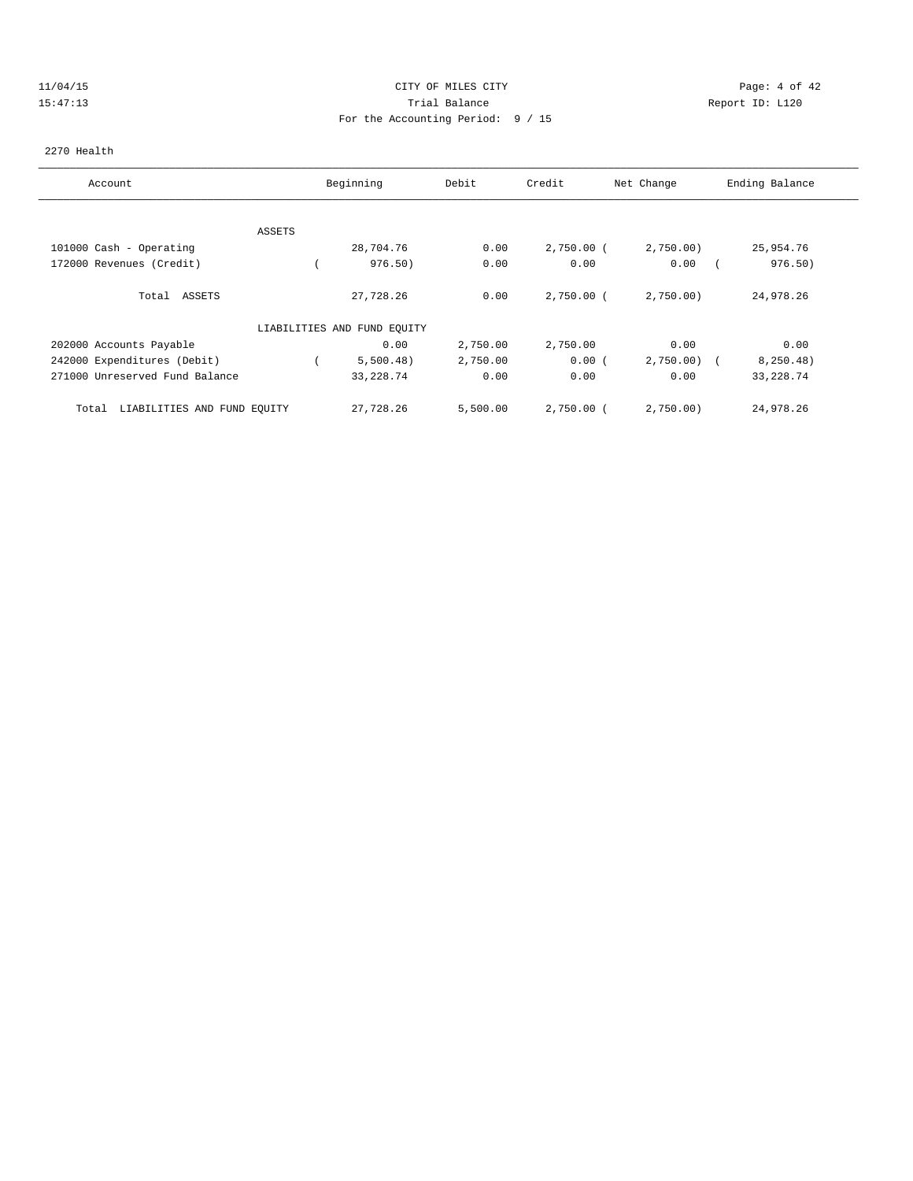CITY OF MILES CITY

Trial Balance

For the Accounting Period: 9 / 15

11/04/15 15:47:13 Report ID: L120

2270 Health

| Account | Beginning | Debit | Credit | Net Change | Ending Balance |
|---|---|---|---|---|---|
| ASSETS | | | | | |
| 101000 Cash - Operating | 28,704.76 | 0.00 | 2,750.00 | (2,750.00) | 25,954.76 |
| 172000 Revenues (Credit) | (976.50) | 0.00 | 0.00 | 0.00 | (976.50) |
| Total ASSETS | 27,728.26 | 0.00 | 2,750.00 | (2,750.00) | 24,978.26 |
| LIABILITIES AND FUND EQUITY | | | | | |
| 202000 Accounts Payable | 0.00 | 2,750.00 | 2,750.00 | 0.00 | 0.00 |
| 242000 Expenditures (Debit) | (5,500.48) | 2,750.00 | 0.00 | (2,750.00) | (8,250.48) |
| 271000 Unreserved Fund Balance | 33,228.74 | 0.00 | 0.00 | 0.00 | 33,228.74 |
| Total LIABILITIES AND FUND EQUITY | 27,728.26 | 5,500.00 | 2,750.00 | (2,750.00) | 24,978.26 |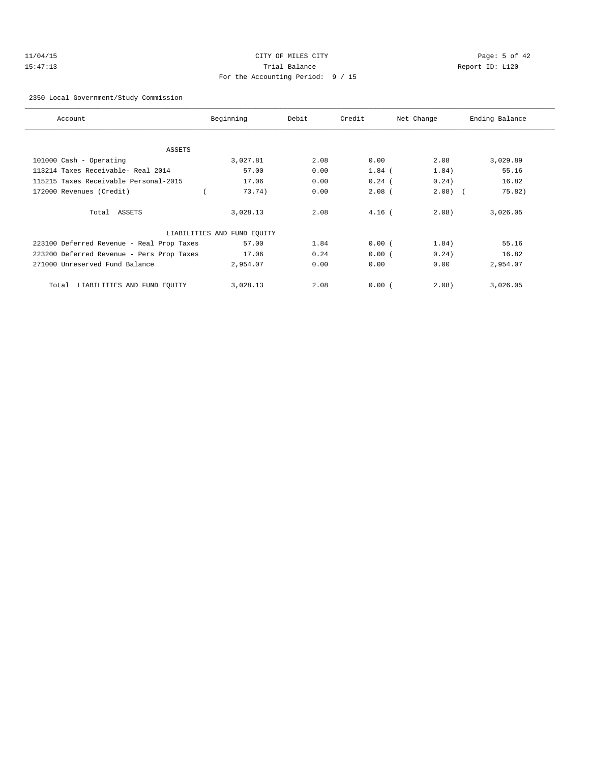CITY OF MILES CITY
Trial Balance
For the Accounting Period: 9 / 15

11/04/15
15:47:13

Report ID: L120

2350 Local Government/Study Commission

| Account | Beginning | Debit | Credit | Net Change | Ending Balance |
|---|---|---|---|---|---|
| ASSETS | | | | | |
| 101000 Cash - Operating | 3,027.81 | 2.08 | 0.00 | 2.08 | 3,029.89 |
| 113214 Taxes Receivable- Real 2014 | 57.00 | 0.00 | 1.84 | (1.84) | 55.16 |
| 115215 Taxes Receivable Personal-2015 | 17.06 | 0.00 | 0.24 | (0.24) | 16.82 |
| 172000 Revenues (Credit) | (73.74) | 0.00 | 2.08 | (2.08) | (75.82) |
| Total ASSETS | 3,028.13 | 2.08 | 4.16 | (2.08) | 3,026.05 |
| LIABILITIES AND FUND EQUITY | | | | | |
| 223100 Deferred Revenue - Real Prop Taxes | 57.00 | 1.84 | 0.00 | (1.84) | 55.16 |
| 223200 Deferred Revenue - Pers Prop Taxes | 17.06 | 0.24 | 0.00 | (0.24) | 16.82 |
| 271000 Unreserved Fund Balance | 2,954.07 | 0.00 | 0.00 | 0.00 | 2,954.07 |
| Total LIABILITIES AND FUND EQUITY | 3,028.13 | 2.08 | 0.00 | (2.08) | 3,026.05 |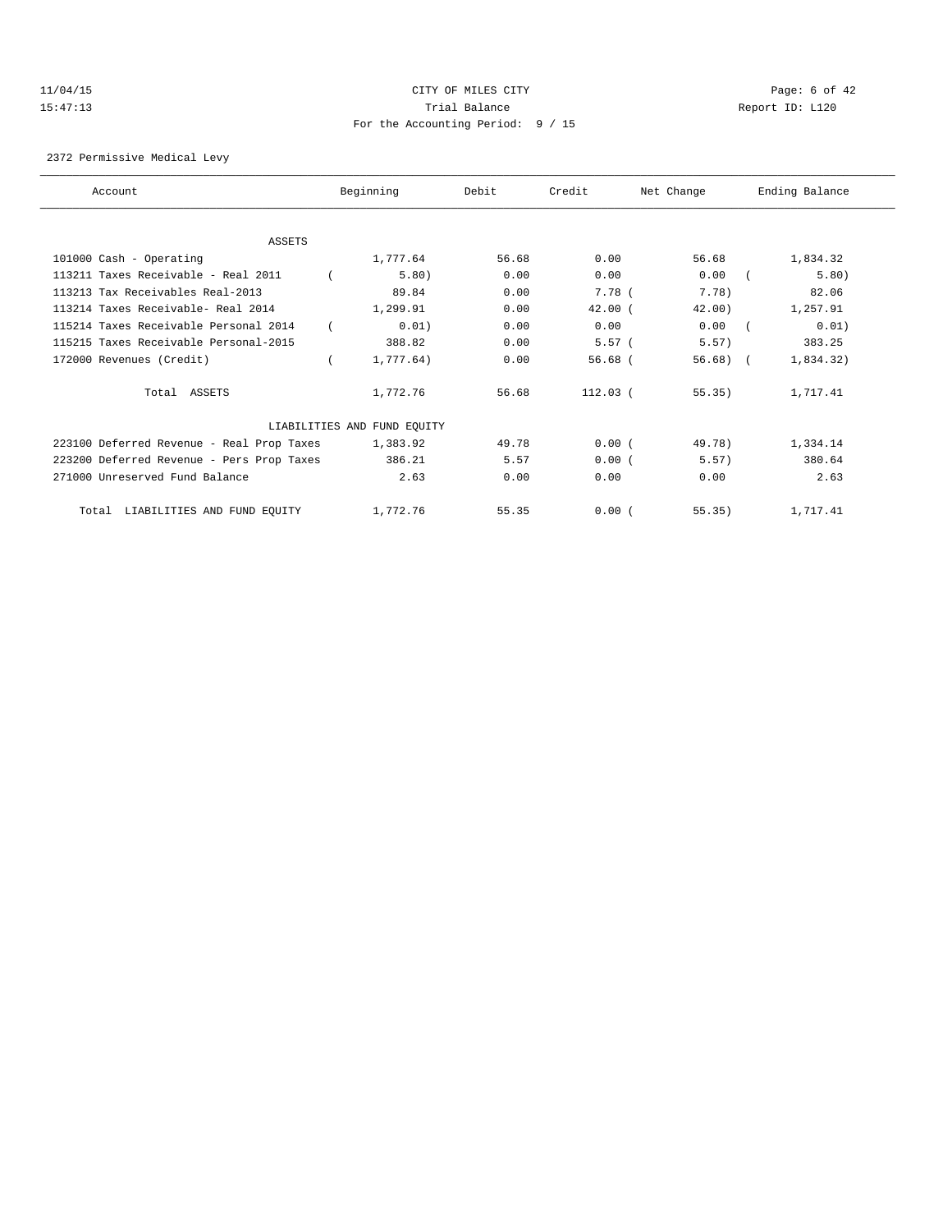CITY OF MILES CITY
Trial Balance
For the Accounting Period: 9 / 15

11/04/15
15:47:13

Report ID: L120

2372 Permissive Medical Levy

| Account | Beginning | Debit | Credit | Net Change | Ending Balance |
|---|---|---|---|---|---|
| ASSETS | | | | | |
| 101000 Cash - Operating | 1,777.64 | 56.68 | 0.00 | 56.68 | 1,834.32 |
| 113211 Taxes Receivable - Real 2011 | ( 5.80) | 0.00 | 0.00 | 0.00 | ( 5.80) |
| 113213 Tax Receivables Real-2013 | 89.84 | 0.00 | 7.78 | ( 7.78) | 82.06 |
| 113214 Taxes Receivable- Real 2014 | 1,299.91 | 0.00 | 42.00 | ( 42.00) | 1,257.91 |
| 115214 Taxes Receivable Personal 2014 | ( 0.01) | 0.00 | 0.00 | 0.00 | ( 0.01) |
| 115215 Taxes Receivable Personal-2015 | 388.82 | 0.00 | 5.57 | ( 5.57) | 383.25 |
| 172000 Revenues (Credit) | ( 1,777.64) | 0.00 | 56.68 | ( 56.68) | ( 1,834.32) |
| Total ASSETS | 1,772.76 | 56.68 | 112.03 | ( 55.35) | 1,717.41 |
| LIABILITIES AND FUND EQUITY | | | | | |
| 223100 Deferred Revenue - Real Prop Taxes | 1,383.92 | 49.78 | 0.00 | ( 49.78) | 1,334.14 |
| 223200 Deferred Revenue - Pers Prop Taxes | 386.21 | 5.57 | 0.00 | ( 5.57) | 380.64 |
| 271000 Unreserved Fund Balance | 2.63 | 0.00 | 0.00 | 0.00 | 2.63 |
| Total LIABILITIES AND FUND EQUITY | 1,772.76 | 55.35 | 0.00 | ( 55.35) | 1,717.41 |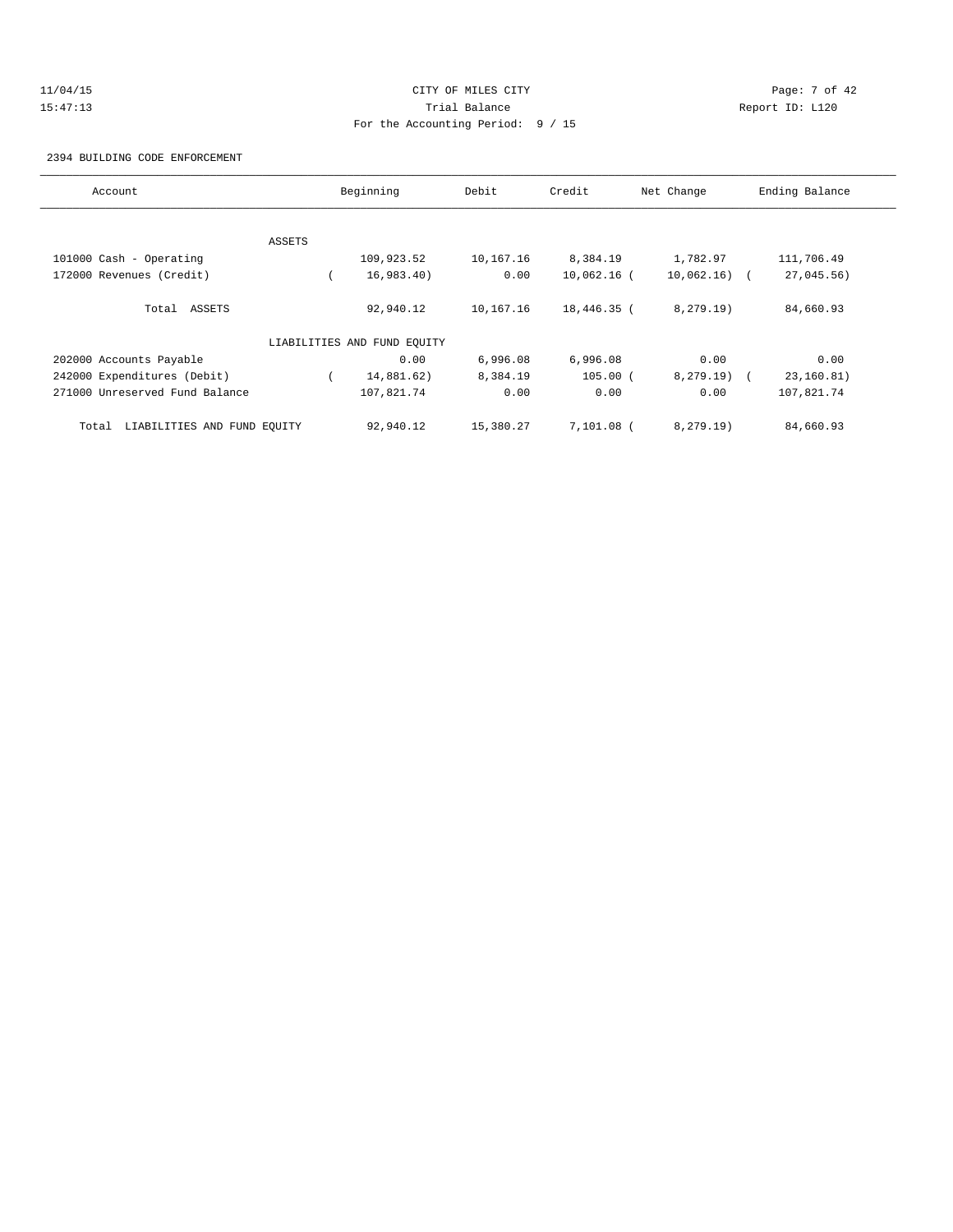CITY OF MILES CITY

Trial Balance

For the Accounting Period: 9 / 15

2394 BUILDING CODE ENFORCEMENT

| Account | Beginning | Debit | Credit | Net Change | Ending Balance |
|---|---|---|---|---|---|
| ASSETS | | | | | |
| 101000 Cash - Operating | 109,923.52 | 10,167.16 | 8,384.19 | 1,782.97 | 111,706.49 |
| 172000 Revenues (Credit) | ( 16,983.40) | 0.00 | 10,062.16 | ( 10,062.16) | ( 27,045.56) |
| Total ASSETS | 92,940.12 | 10,167.16 | 18,446.35 | ( 8,279.19) | 84,660.93 |
| LIABILITIES AND FUND EQUITY | | | | | |
| 202000 Accounts Payable | 0.00 | 6,996.08 | 6,996.08 | 0.00 | 0.00 |
| 242000 Expenditures (Debit) | ( 14,881.62) | 8,384.19 | 105.00 | ( 8,279.19) | ( 23,160.81) |
| 271000 Unreserved Fund Balance | 107,821.74 | 0.00 | 0.00 | 0.00 | 107,821.74 |
| Total LIABILITIES AND FUND EQUITY | 92,940.12 | 15,380.27 | 7,101.08 | ( 8,279.19) | 84,660.93 |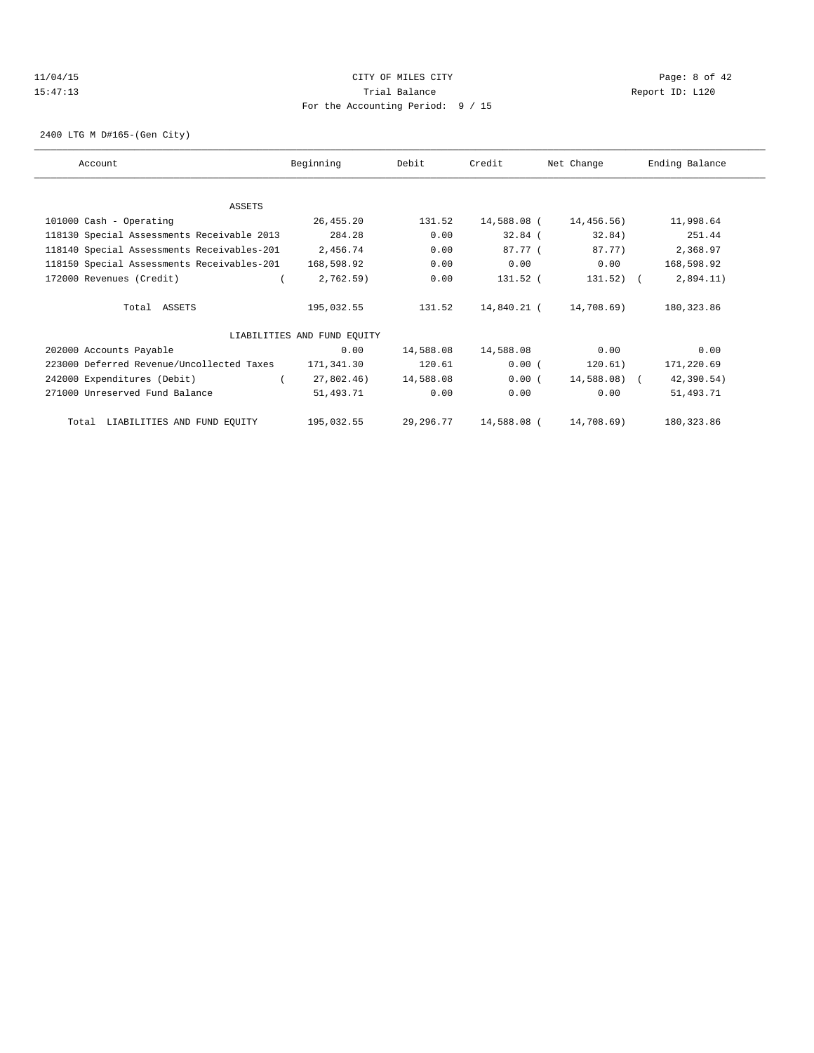CITY OF MILES CITY

Trial Balance

For the Accounting Period: 9 / 15

11/04/15 15:47:13 — Report ID: L120

2400 LTG M D#165-(Gen City)

| Account | Beginning | Debit | Credit | Net Change | Ending Balance |
|---|---|---|---|---|---|
| ASSETS | | | | | |
| 101000 Cash - Operating | 26,455.20 | 131.52 | 14,588.08 | ( 14,456.56) | 11,998.64 |
| 118130 Special Assessments Receivable 2013 | 284.28 | 0.00 | 32.84 | ( 32.84) | 251.44 |
| 118140 Special Assessments Receivables-201 | 2,456.74 | 0.00 | 87.77 | ( 87.77) | 2,368.97 |
| 118150 Special Assessments Receivables-201 | 168,598.92 | 0.00 | 0.00 | 0.00 | 168,598.92 |
| 172000 Revenues (Credit) | ( 2,762.59) | 0.00 | 131.52 | ( 131.52) | ( 2,894.11) |
| Total ASSETS | 195,032.55 | 131.52 | 14,840.21 | ( 14,708.69) | 180,323.86 |
| LIABILITIES AND FUND EQUITY | | | | | |
| 202000 Accounts Payable | 0.00 | 14,588.08 | 14,588.08 | 0.00 | 0.00 |
| 223000 Deferred Revenue/Uncollected Taxes | 171,341.30 | 120.61 | 0.00 | ( 120.61) | 171,220.69 |
| 242000 Expenditures (Debit) | ( 27,802.46) | 14,588.08 | 0.00 | ( 14,588.08) | ( 42,390.54) |
| 271000 Unreserved Fund Balance | 51,493.71 | 0.00 | 0.00 | 0.00 | 51,493.71 |
| Total LIABILITIES AND FUND EQUITY | 195,032.55 | 29,296.77 | 14,588.08 | ( 14,708.69) | 180,323.86 |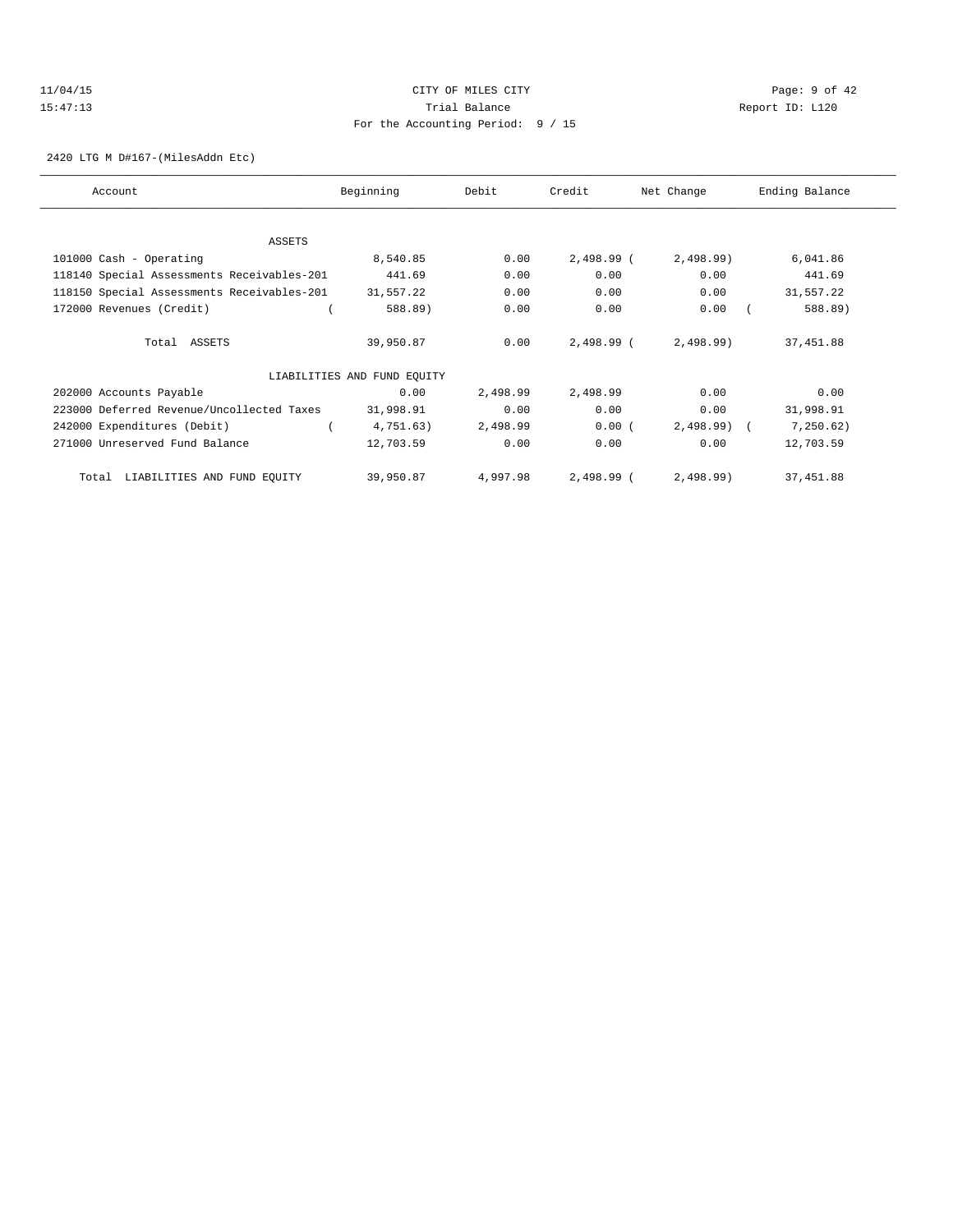CITY OF MILES CITY

Trial Balance

For the Accounting Period: 9 / 15

11/04/15
15:47:13

Report ID: L120

2420 LTG M D#167-(MilesAddn Etc)

| Account | Beginning | Debit | Credit | Net Change | Ending Balance |
|---|---|---|---|---|---|
| ASSETS | | | | | |
| 101000 Cash - Operating | 8,540.85 | 0.00 | 2,498.99 | (2,498.99) | 6,041.86 |
| 118140 Special Assessments Receivables-201 | 441.69 | 0.00 | 0.00 | 0.00 | 441.69 |
| 118150 Special Assessments Receivables-201 | 31,557.22 | 0.00 | 0.00 | 0.00 | 31,557.22 |
| 172000 Revenues (Credit) | (588.89) | 0.00 | 0.00 | 0.00 | (588.89) |
| Total ASSETS | 39,950.87 | 0.00 | 2,498.99 | (2,498.99) | 37,451.88 |
| LIABILITIES AND FUND EQUITY | | | | | |
| 202000 Accounts Payable | 0.00 | 2,498.99 | 2,498.99 | 0.00 | 0.00 |
| 223000 Deferred Revenue/Uncollected Taxes | 31,998.91 | 0.00 | 0.00 | 0.00 | 31,998.91 |
| 242000 Expenditures (Debit) | (4,751.63) | 2,498.99 | 0.00 | (2,498.99) | (7,250.62) |
| 271000 Unreserved Fund Balance | 12,703.59 | 0.00 | 0.00 | 0.00 | 12,703.59 |
| Total LIABILITIES AND FUND EQUITY | 39,950.87 | 4,997.98 | 2,498.99 | (2,498.99) | 37,451.88 |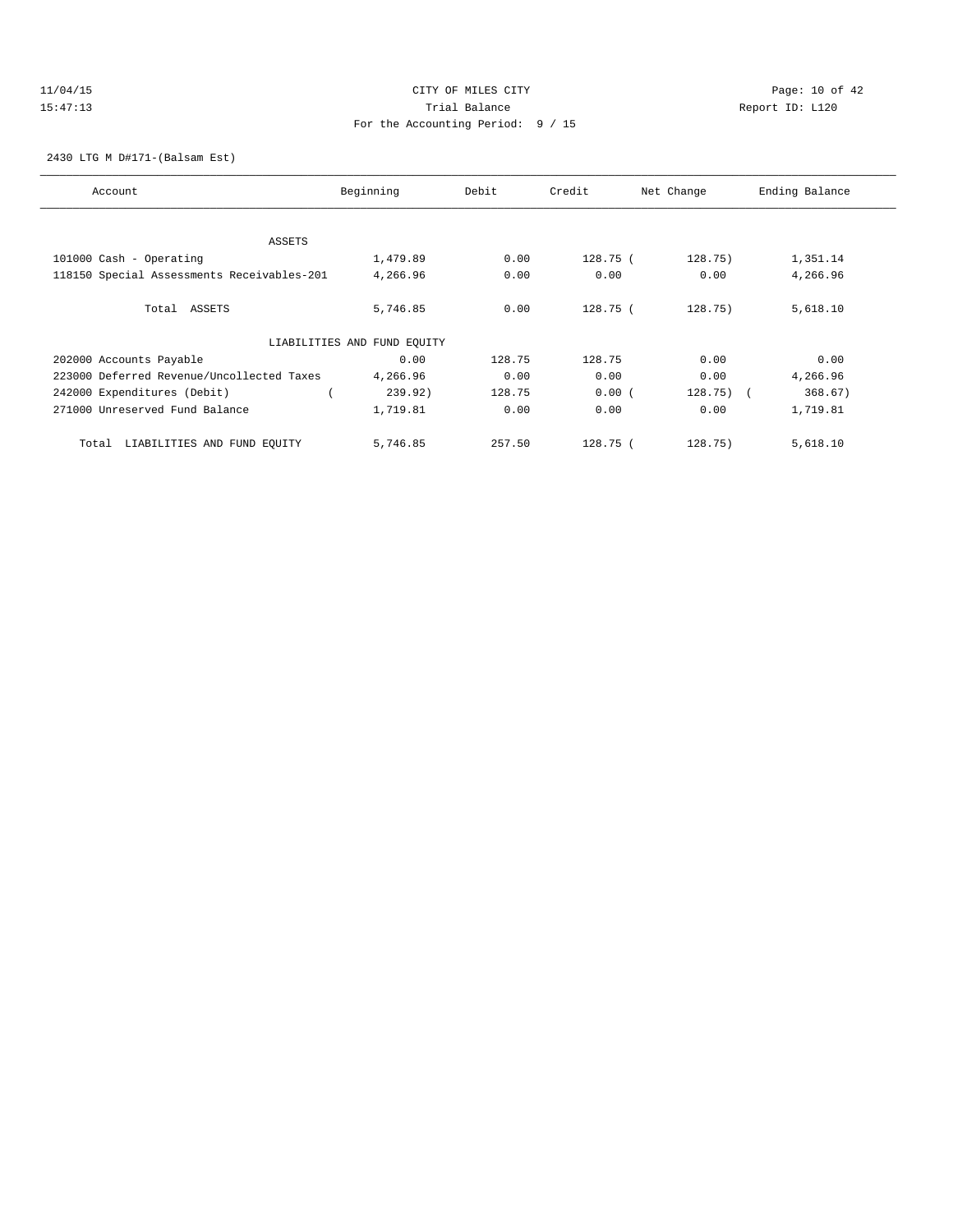CITY OF MILES CITY
Trial Balance
For the Accounting Period: 9 / 15

11/04/15
15:47:13

Report ID: L120

2430 LTG M D#171-(Balsam Est)

| Account | Beginning | Debit | Credit | Net Change | Ending Balance |
|---|---|---|---|---|---|
| ASSETS | | | | | |
| 101000 Cash - Operating | 1,479.89 | 0.00 | 128.75 | (128.75) | 1,351.14 |
| 118150 Special Assessments Receivables-201 | 4,266.96 | 0.00 | 0.00 | 0.00 | 4,266.96 |
| Total ASSETS | 5,746.85 | 0.00 | 128.75 | (128.75) | 5,618.10 |
| LIABILITIES AND FUND EQUITY | | | | | |
| 202000 Accounts Payable | 0.00 | 128.75 | 128.75 | 0.00 | 0.00 |
| 223000 Deferred Revenue/Uncollected Taxes | 4,266.96 | 0.00 | 0.00 | 0.00 | 4,266.96 |
| 242000 Expenditures (Debit) | (239.92) | 128.75 | 0.00 | (128.75) | (368.67) |
| 271000 Unreserved Fund Balance | 1,719.81 | 0.00 | 0.00 | 0.00 | 1,719.81 |
| Total LIABILITIES AND FUND EQUITY | 5,746.85 | 257.50 | 128.75 | (128.75) | 5,618.10 |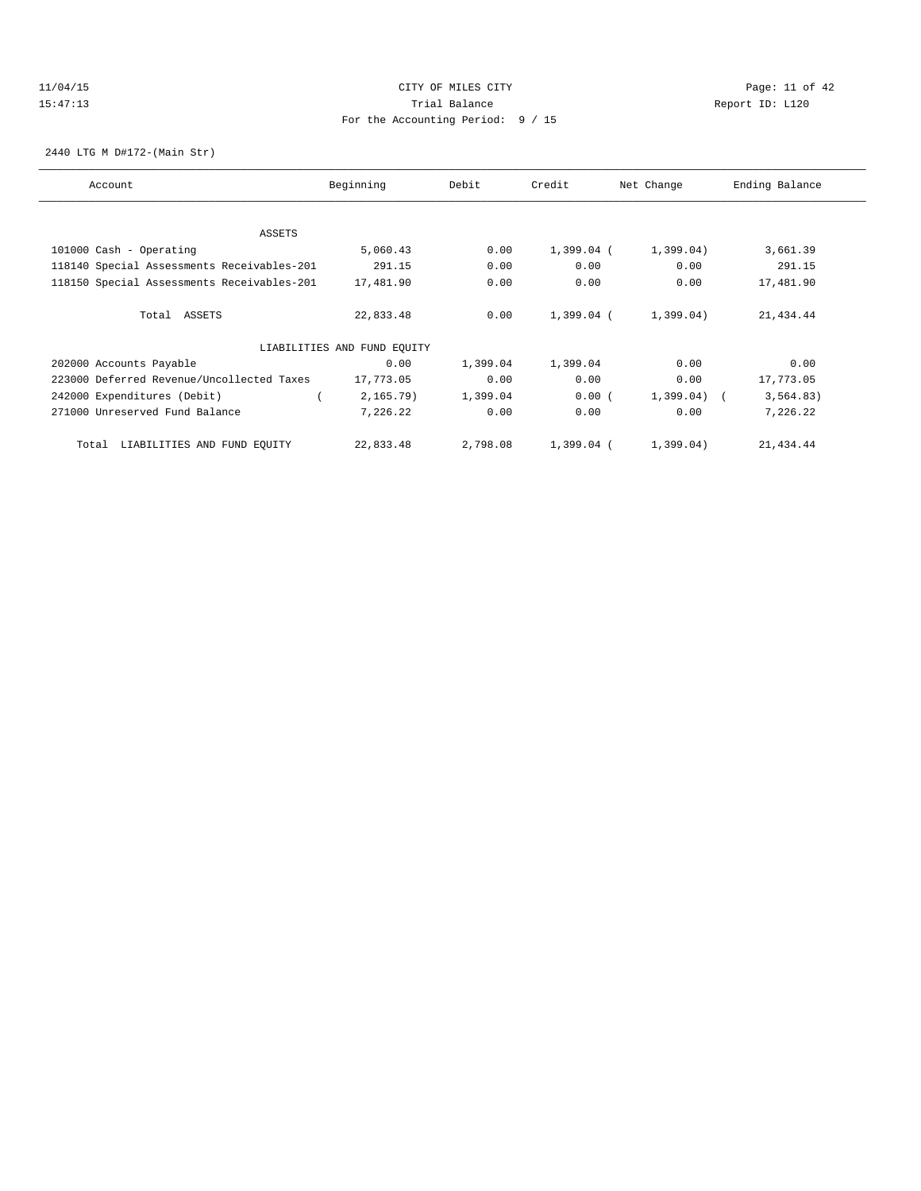11/04/15 CITY OF MILES CITY
15:47:13 Trial Balance Report ID: L120
For the Accounting Period: 9 / 15

2440 LTG M D#172-(Main Str)

| Account | Beginning | Debit | Credit | Net Change | Ending Balance |
|---|---|---|---|---|---|
| ASSETS | | | | | |
| 101000 Cash - Operating | 5,060.43 | 0.00 | 1,399.04 | (1,399.04) | 3,661.39 |
| 118140 Special Assessments Receivables-201 | 291.15 | 0.00 | 0.00 | 0.00 | 291.15 |
| 118150 Special Assessments Receivables-201 | 17,481.90 | 0.00 | 0.00 | 0.00 | 17,481.90 |
| Total ASSETS | 22,833.48 | 0.00 | 1,399.04 | (1,399.04) | 21,434.44 |
| LIABILITIES AND FUND EQUITY | | | | | |
| 202000 Accounts Payable | 0.00 | 1,399.04 | 1,399.04 | 0.00 | 0.00 |
| 223000 Deferred Revenue/Uncollected Taxes | 17,773.05 | 0.00 | 0.00 | 0.00 | 17,773.05 |
| 242000 Expenditures (Debit) | (2,165.79) | 1,399.04 | 0.00 | (1,399.04) | (3,564.83) |
| 271000 Unreserved Fund Balance | 7,226.22 | 0.00 | 0.00 | 0.00 | 7,226.22 |
| Total LIABILITIES AND FUND EQUITY | 22,833.48 | 2,798.08 | 1,399.04 | (1,399.04) | 21,434.44 |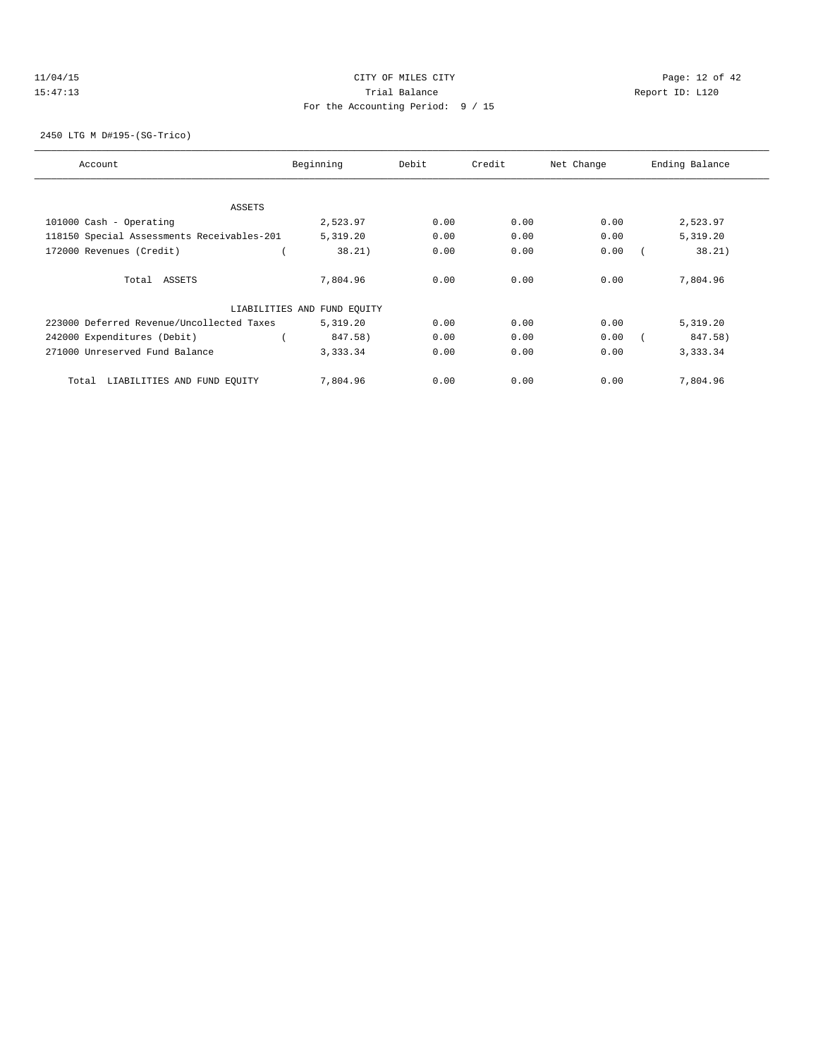11/04/15 CITY OF MILES CITY
15:47:13 Trial Balance Report ID: L120
For the Accounting Period: 9 / 15

2450 LTG M D#195-(SG-Trico)

| Account | Beginning | Debit | Credit | Net Change | Ending Balance |
|---|---|---|---|---|---|
| ASSETS | | | | | |
| 101000 Cash - Operating | 2,523.97 | 0.00 | 0.00 | 0.00 | 2,523.97 |
| 118150 Special Assessments Receivables-201 | 5,319.20 | 0.00 | 0.00 | 0.00 | 5,319.20 |
| 172000 Revenues (Credit) | ( 38.21) | 0.00 | 0.00 | 0.00 | ( 38.21) |
| Total ASSETS | 7,804.96 | 0.00 | 0.00 | 0.00 | 7,804.96 |
| LIABILITIES AND FUND EQUITY | | | | | |
| 223000 Deferred Revenue/Uncollected Taxes | 5,319.20 | 0.00 | 0.00 | 0.00 | 5,319.20 |
| 242000 Expenditures (Debit) | ( 847.58) | 0.00 | 0.00 | 0.00 | ( 847.58) |
| 271000 Unreserved Fund Balance | 3,333.34 | 0.00 | 0.00 | 0.00 | 3,333.34 |
| Total LIABILITIES AND FUND EQUITY | 7,804.96 | 0.00 | 0.00 | 0.00 | 7,804.96 |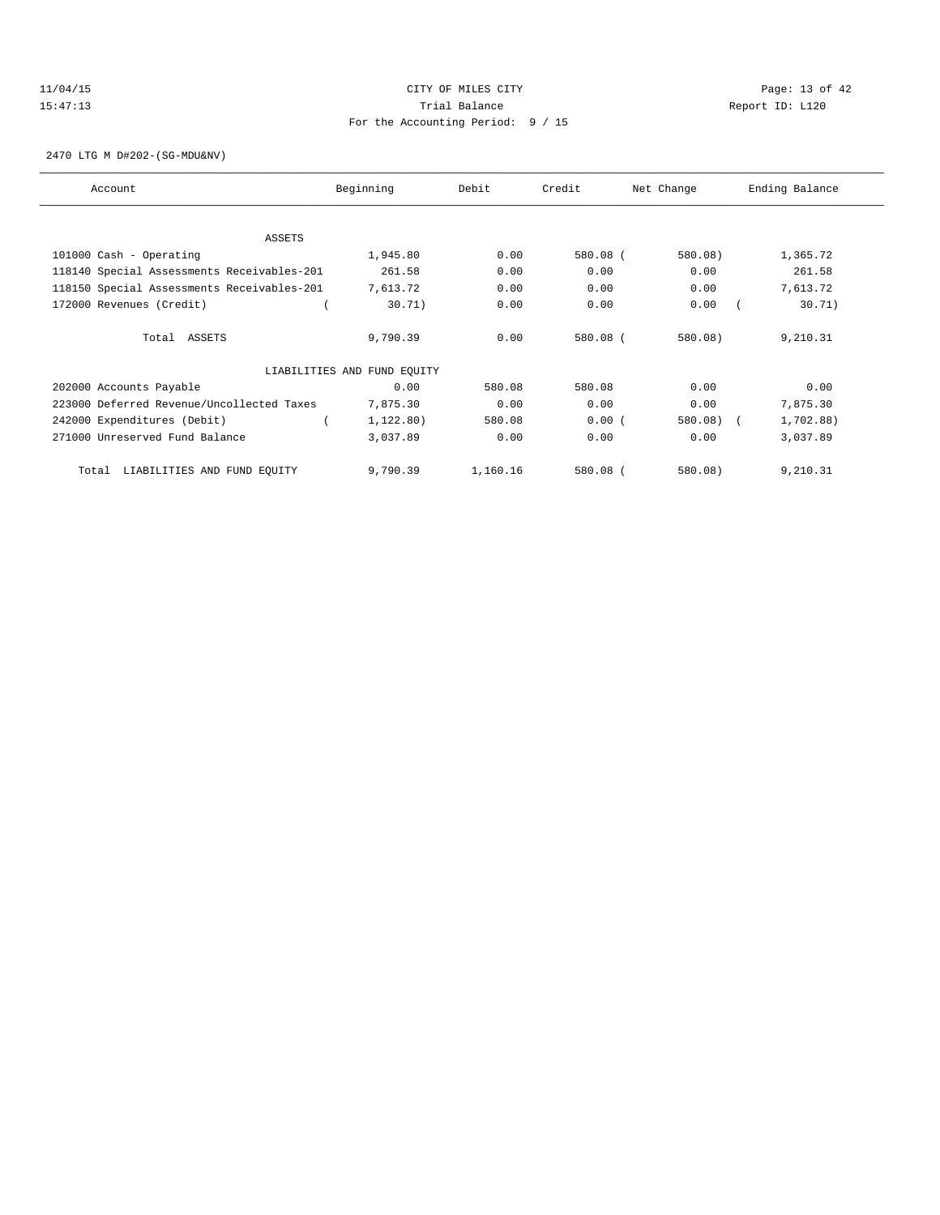11/04/15 CITY OF MILES CITY
15:47:13 Trial Balance Report ID: L120
For the Accounting Period: 9 / 15

2470 LTG M D#202-(SG-MDU&NV)

| Account | Beginning | Debit | Credit | Net Change | Ending Balance |
|---|---|---|---|---|---|
| ASSETS | | | | | |
| 101000 Cash - Operating | 1,945.80 | 0.00 | 580.08 | (580.08) | 1,365.72 |
| 118140 Special Assessments Receivables-201 | 261.58 | 0.00 | 0.00 | 0.00 | 261.58 |
| 118150 Special Assessments Receivables-201 | 7,613.72 | 0.00 | 0.00 | 0.00 | 7,613.72 |
| 172000 Revenues (Credit) | (30.71) | 0.00 | 0.00 | 0.00 | (30.71) |
| Total ASSETS | 9,790.39 | 0.00 | 580.08 | (580.08) | 9,210.31 |
| LIABILITIES AND FUND EQUITY | | | | | |
| 202000 Accounts Payable | 0.00 | 580.08 | 580.08 | 0.00 | 0.00 |
| 223000 Deferred Revenue/Uncollected Taxes | 7,875.30 | 0.00 | 0.00 | 0.00 | 7,875.30 |
| 242000 Expenditures (Debit) | (1,122.80) | 580.08 | 0.00 | (580.08) | (1,702.88) |
| 271000 Unreserved Fund Balance | 3,037.89 | 0.00 | 0.00 | 0.00 | 3,037.89 |
| Total LIABILITIES AND FUND EQUITY | 9,790.39 | 1,160.16 | 580.08 | (580.08) | 9,210.31 |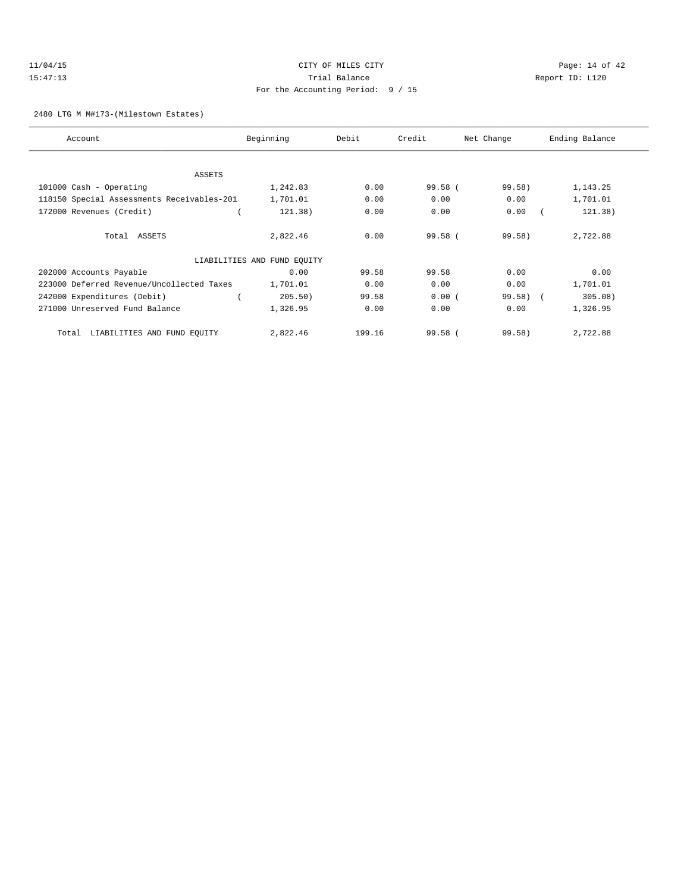CITY OF MILES CITY
Trial Balance
For the Accounting Period: 9 / 15

11/04/15
15:47:13

Report ID: L120

2480 LTG M M#173-(Milestown Estates)

| Account | Beginning | Debit | Credit | Net Change | Ending Balance |
|---|---|---|---|---|---|
| ASSETS | | | | | |
| 101000 Cash - Operating | 1,242.83 | 0.00 | 99.58 | ( 99.58) | 1,143.25 |
| 118150 Special Assessments Receivables-201 | 1,701.01 | 0.00 | 0.00 | 0.00 | 1,701.01 |
| 172000 Revenues (Credit) | ( 121.38) | 0.00 | 0.00 | 0.00 | ( 121.38) |
| Total ASSETS | 2,822.46 | 0.00 | 99.58 | ( 99.58) | 2,722.88 |
| LIABILITIES AND FUND EQUITY | | | | | |
| 202000 Accounts Payable | 0.00 | 99.58 | 99.58 | 0.00 | 0.00 |
| 223000 Deferred Revenue/Uncollected Taxes | 1,701.01 | 0.00 | 0.00 | 0.00 | 1,701.01 |
| 242000 Expenditures (Debit) | ( 205.50) | 99.58 | 0.00 | ( 99.58) | ( 305.08) |
| 271000 Unreserved Fund Balance | 1,326.95 | 0.00 | 0.00 | 0.00 | 1,326.95 |
| Total LIABILITIES AND FUND EQUITY | 2,822.46 | 199.16 | 99.58 | ( 99.58) | 2,722.88 |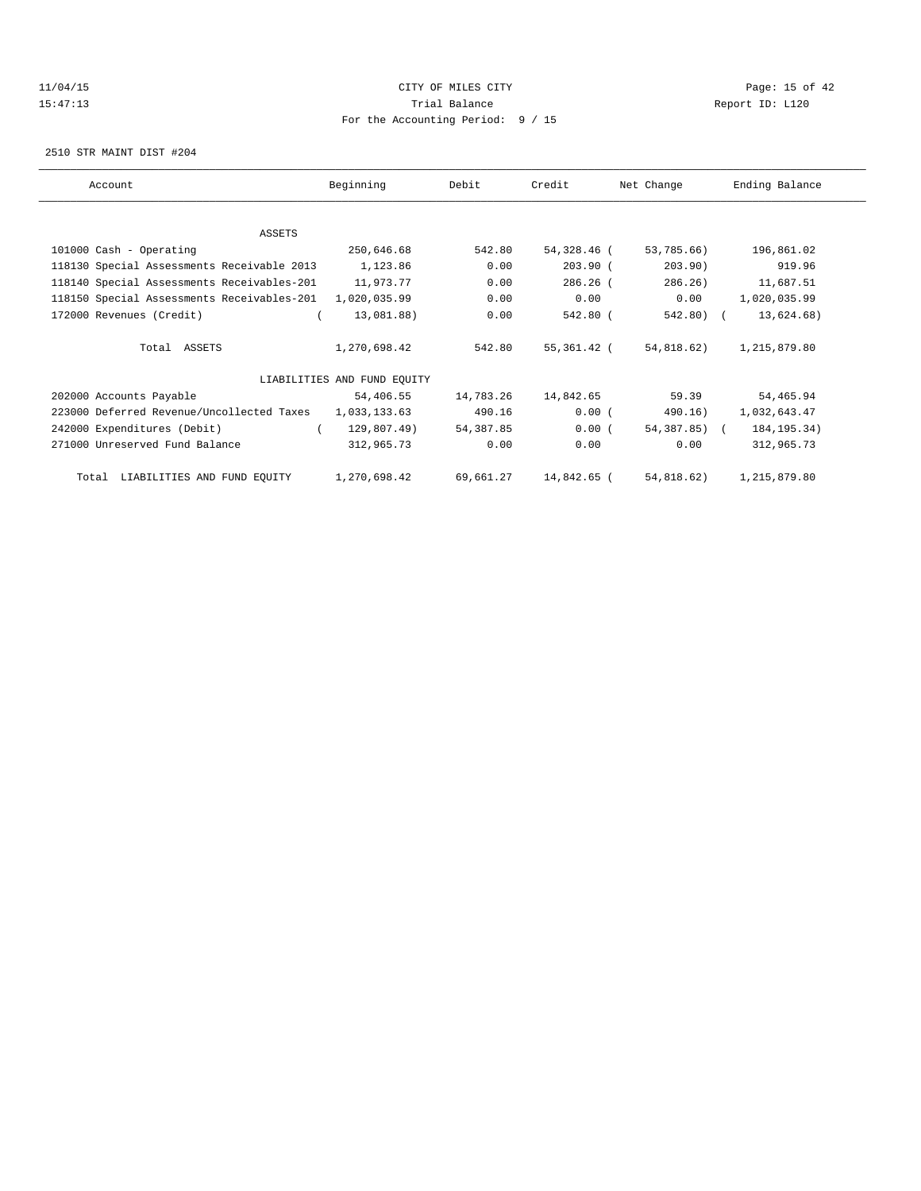11/04/15 CITY OF MILES CITY
15:47:13 Trial Balance Report ID: L120
For the Accounting Period: 9 / 15

2510 STR MAINT DIST #204

| Account | Beginning | Debit | Credit | Net Change | Ending Balance |
|---|---|---|---|---|---|
| ASSETS | | | | | |
| 101000 Cash - Operating | 250,646.68 | 542.80 | 54,328.46 | ( 53,785.66) | 196,861.02 |
| 118130 Special Assessments Receivable 2013 | 1,123.86 | 0.00 | 203.90 | ( 203.90) | 919.96 |
| 118140 Special Assessments Receivables-201 | 11,973.77 | 0.00 | 286.26 | ( 286.26) | 11,687.51 |
| 118150 Special Assessments Receivables-201 | 1,020,035.99 | 0.00 | 0.00 | 0.00 | 1,020,035.99 |
| 172000 Revenues (Credit) | ( 13,081.88) | 0.00 | 542.80 | ( 542.80) | ( 13,624.68) |
| Total ASSETS | 1,270,698.42 | 542.80 | 55,361.42 | ( 54,818.62) | 1,215,879.80 |
| LIABILITIES AND FUND EQUITY | | | | | |
| 202000 Accounts Payable | 54,406.55 | 14,783.26 | 14,842.65 | 59.39 | 54,465.94 |
| 223000 Deferred Revenue/Uncollected Taxes | 1,033,133.63 | 490.16 | 0.00 | ( 490.16) | 1,032,643.47 |
| 242000 Expenditures (Debit) | ( 129,807.49) | 54,387.85 | 0.00 | ( 54,387.85) | ( 184,195.34) |
| 271000 Unreserved Fund Balance | 312,965.73 | 0.00 | 0.00 | 0.00 | 312,965.73 |
| Total LIABILITIES AND FUND EQUITY | 1,270,698.42 | 69,661.27 | 14,842.65 | ( 54,818.62) | 1,215,879.80 |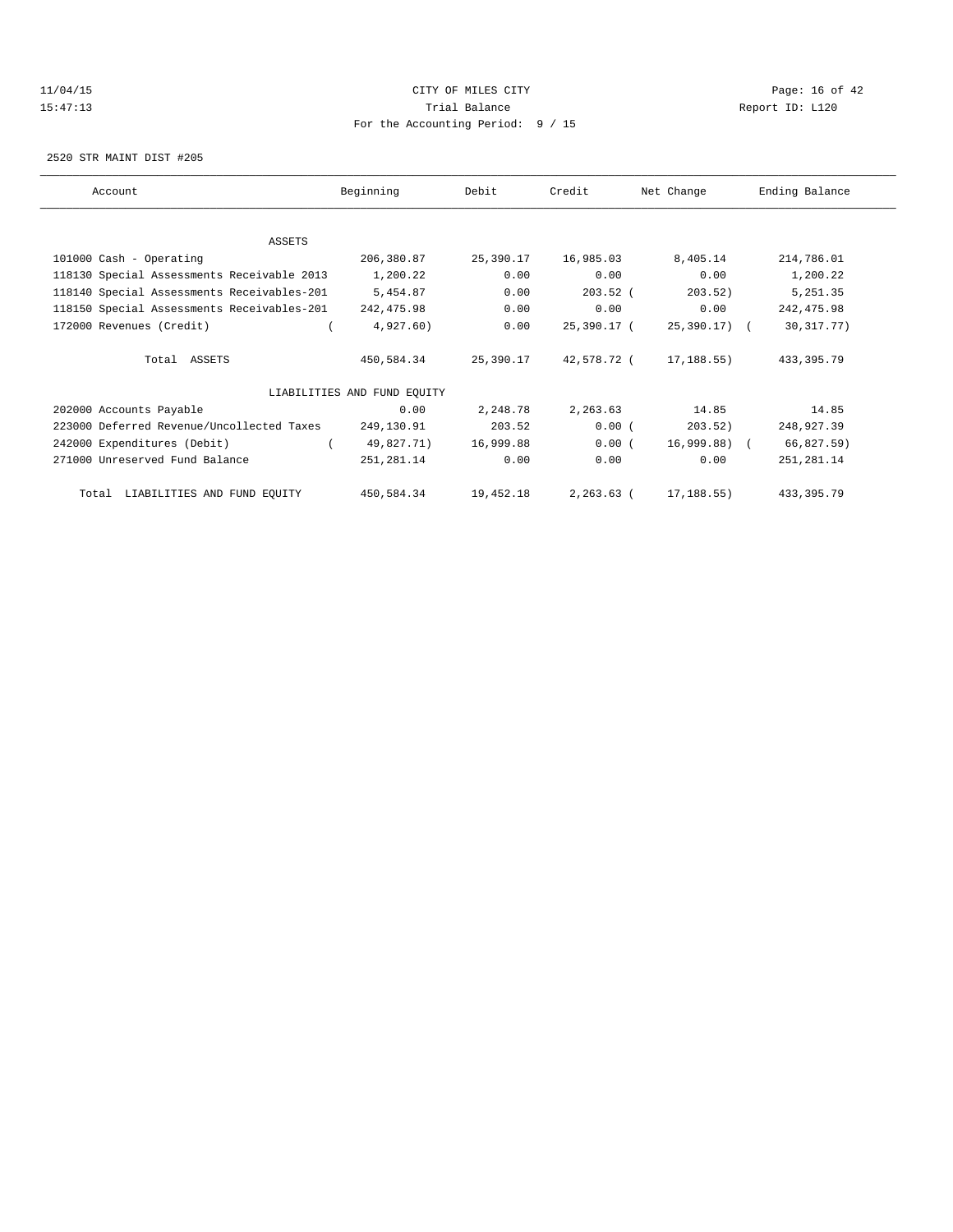CITY OF MILES CITY
Trial Balance
For the Accounting Period: 9 / 15

11/04/15
15:47:13

Report ID: L120

2520 STR MAINT DIST #205

| Account | Beginning | Debit | Credit | Net Change | Ending Balance |
|---|---|---|---|---|---|
| ASSETS | | | | | |
| 101000 Cash - Operating | 206,380.87 | 25,390.17 | 16,985.03 | 8,405.14 | 214,786.01 |
| 118130 Special Assessments Receivable 2013 | 1,200.22 | 0.00 | 0.00 | 0.00 | 1,200.22 |
| 118140 Special Assessments Receivables-201 | 5,454.87 | 0.00 | 203.52 | ( 203.52) | 5,251.35 |
| 118150 Special Assessments Receivables-201 | 242,475.98 | 0.00 | 0.00 | 0.00 | 242,475.98 |
| 172000 Revenues (Credit) | ( 4,927.60) | 0.00 | 25,390.17 | ( 25,390.17) | ( 30,317.77) |
| Total ASSETS | 450,584.34 | 25,390.17 | 42,578.72 | ( 17,188.55) | 433,395.79 |
| LIABILITIES AND FUND EQUITY | | | | | |
| 202000 Accounts Payable | 0.00 | 2,248.78 | 2,263.63 | 14.85 | 14.85 |
| 223000 Deferred Revenue/Uncollected Taxes | 249,130.91 | 203.52 | 0.00 | ( 203.52) | 248,927.39 |
| 242000 Expenditures (Debit) | ( 49,827.71) | 16,999.88 | 0.00 | ( 16,999.88) | ( 66,827.59) |
| 271000 Unreserved Fund Balance | 251,281.14 | 0.00 | 0.00 | 0.00 | 251,281.14 |
| Total LIABILITIES AND FUND EQUITY | 450,584.34 | 19,452.18 | 2,263.63 | ( 17,188.55) | 433,395.79 |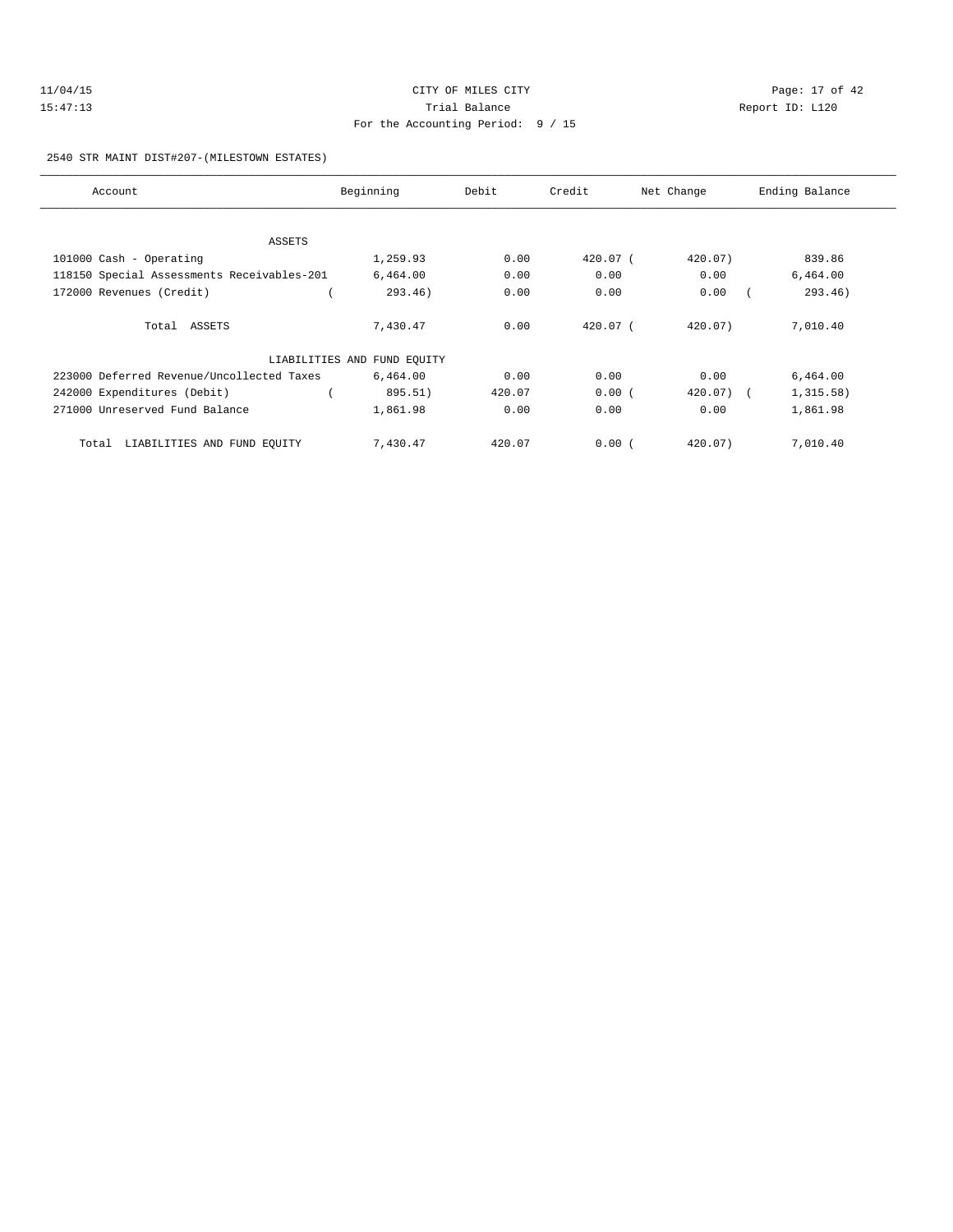11/04/15 CITY OF MILES CITY
15:47:13 Trial Balance Report ID: L120
For the Accounting Period: 9 / 15

2540 STR MAINT DIST#207-(MILESTOWN ESTATES)

| Account | Beginning | Debit | Credit | Net Change | Ending Balance |
|---|---|---|---|---|---|
| ASSETS | | | | | |
| 101000 Cash - Operating | 1,259.93 | 0.00 | 420.07 | (420.07) | 839.86 |
| 118150 Special Assessments Receivables-201 | 6,464.00 | 0.00 | 0.00 | 0.00 | 6,464.00 |
| 172000 Revenues (Credit) | (293.46) | 0.00 | 0.00 | 0.00 | (293.46) |
| Total ASSETS | 7,430.47 | 0.00 | 420.07 | (420.07) | 7,010.40 |
| LIABILITIES AND FUND EQUITY | | | | | |
| 223000 Deferred Revenue/Uncollected Taxes | 6,464.00 | 0.00 | 0.00 | 0.00 | 6,464.00 |
| 242000 Expenditures (Debit) | (895.51) | 420.07 | 0.00 | (420.07) | (1,315.58) |
| 271000 Unreserved Fund Balance | 1,861.98 | 0.00 | 0.00 | 0.00 | 1,861.98 |
| Total LIABILITIES AND FUND EQUITY | 7,430.47 | 420.07 | 0.00 | (420.07) | 7,010.40 |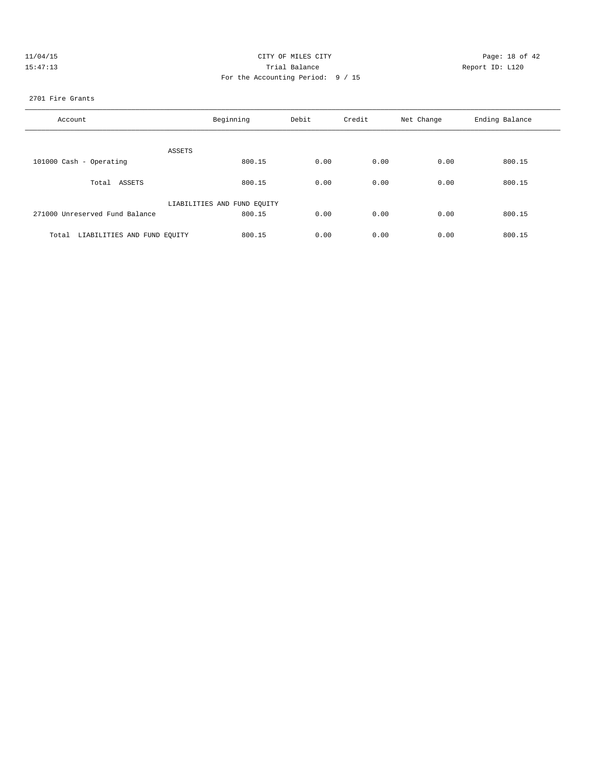11/04/15 CITY OF MILES CITY
15:47:13 Trial Balance Report ID: L120
For the Accounting Period: 9 / 15

2701 Fire Grants

| Account | Beginning | Debit | Credit | Net Change | Ending Balance |
|---|---|---|---|---|---|
| ASSETS | | | | | |
| 101000 Cash - Operating | 800.15 | 0.00 | 0.00 | 0.00 | 800.15 |
| Total ASSETS | 800.15 | 0.00 | 0.00 | 0.00 | 800.15 |
| LIABILITIES AND FUND EQUITY | | | | | |
| 271000 Unreserved Fund Balance | 800.15 | 0.00 | 0.00 | 0.00 | 800.15 |
| Total LIABILITIES AND FUND EQUITY | 800.15 | 0.00 | 0.00 | 0.00 | 800.15 |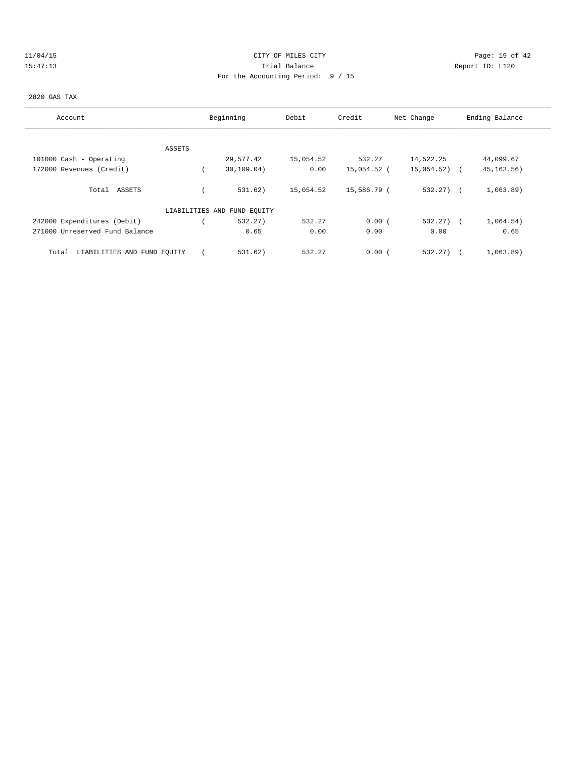CITY OF MILES CITY
Trial Balance
For the Accounting Period: 9 / 15

11/04/15
15:47:13

Report ID: L120

2820 GAS TAX

| Account | Beginning | Debit | Credit | Net Change | Ending Balance |
|---|---|---|---|---|---|
| **ASSETS** | | | | | |
| 101000 Cash - Operating | 29,577.42 | 15,054.52 | 532.27 | 14,522.25 | 44,099.67 |
| 172000 Revenues (Credit) | ( 30,109.04) | 0.00 | 15,054.52 | ( 15,054.52) | ( 45,163.56) |
| Total ASSETS | ( 531.62) | 15,054.52 | 15,586.79 | ( 532.27) | ( 1,063.89) |
| **LIABILITIES AND FUND EQUITY** | | | | | |
| 242000 Expenditures (Debit) | ( 532.27) | 532.27 | 0.00 | ( 532.27) | ( 1,064.54) |
| 271000 Unreserved Fund Balance | 0.65 | 0.00 | 0.00 | 0.00 | 0.65 |
| Total LIABILITIES AND FUND EQUITY | ( 531.62) | 532.27 | 0.00 | ( 532.27) | ( 1,063.89) |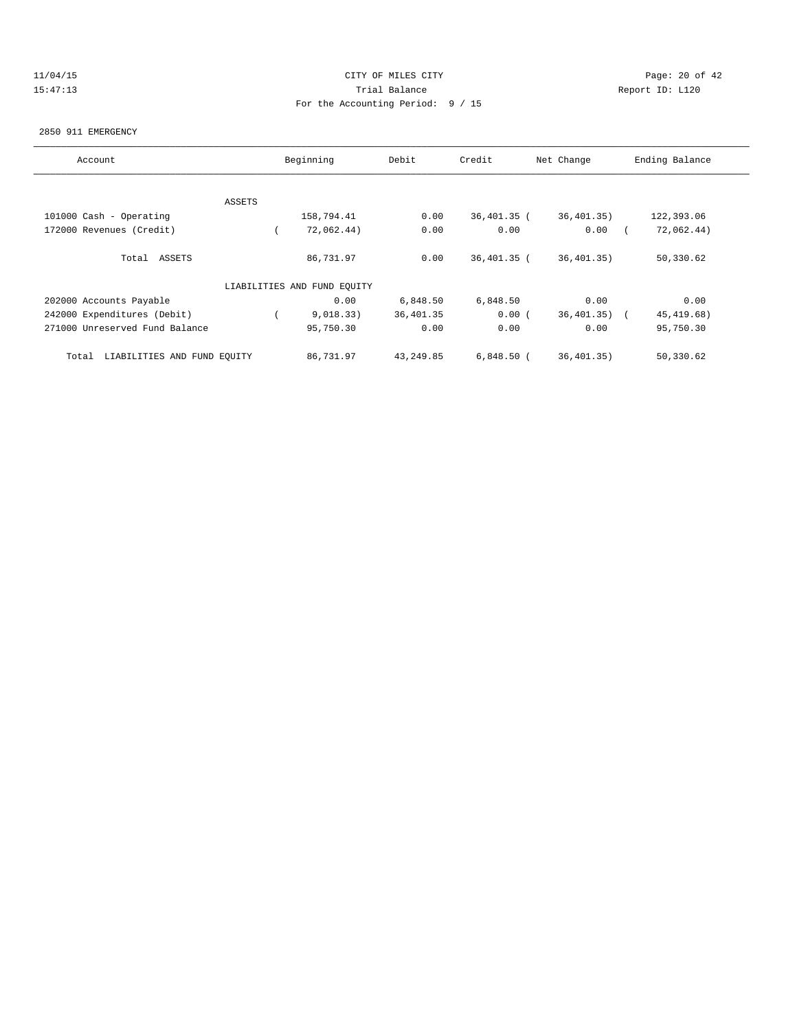CITY OF MILES CITY
Trial Balance
For the Accounting Period: 9 / 15

11/04/15
15:47:13

Report ID: L120

2850 911 EMERGENCY

| Account | Beginning | Debit | Credit | Net Change | Ending Balance |
|---|---|---|---|---|---|
| ASSETS | | | | | |
| 101000 Cash - Operating | 158,794.41 | 0.00 | 36,401.35 | ( 36,401.35) | 122,393.06 |
| 172000 Revenues (Credit) | ( 72,062.44) | 0.00 | 0.00 | 0.00 | ( 72,062.44) |
| Total ASSETS | 86,731.97 | 0.00 | 36,401.35 | ( 36,401.35) | 50,330.62 |
| LIABILITIES AND FUND EQUITY | | | | | |
| 202000 Accounts Payable | 0.00 | 6,848.50 | 6,848.50 | 0.00 | 0.00 |
| 242000 Expenditures (Debit) | ( 9,018.33) | 36,401.35 | 0.00 | ( 36,401.35) | ( 45,419.68) |
| 271000 Unreserved Fund Balance | 95,750.30 | 0.00 | 0.00 | 0.00 | 95,750.30 |
| Total LIABILITIES AND FUND EQUITY | 86,731.97 | 43,249.85 | 6,848.50 | ( 36,401.35) | 50,330.62 |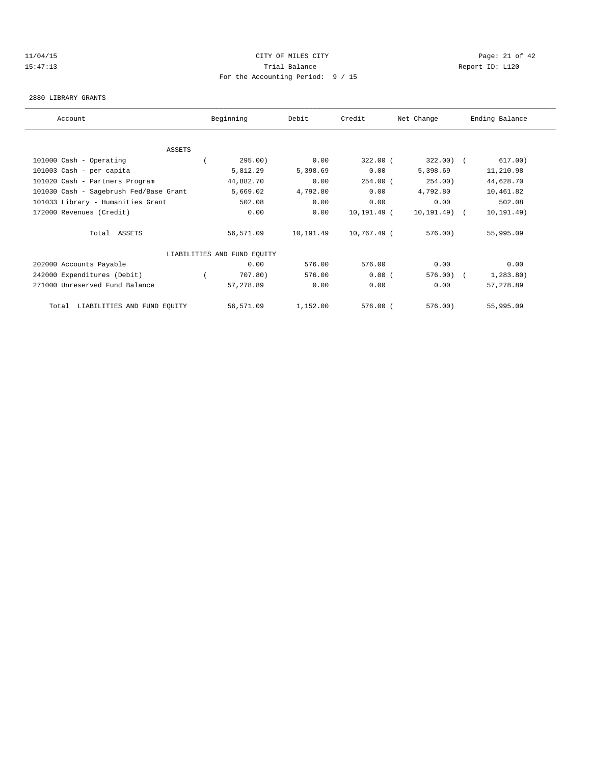11/04/15 CITY OF MILES CITY
15:47:13 Trial Balance Report ID: L120
For the Accounting Period: 9 / 15

2880 LIBRARY GRANTS

| Account | Beginning | Debit | Credit | Net Change | Ending Balance |
|---|---|---|---|---|---|
| ASSETS | | | | | |
| 101000 Cash - Operating | ( 295.00) | 0.00 | 322.00 | ( 322.00) | ( 617.00) |
| 101003 Cash - per capita | 5,812.29 | 5,398.69 | 0.00 | 5,398.69 | 11,210.98 |
| 101020 Cash - Partners Program | 44,882.70 | 0.00 | 254.00 | ( 254.00) | 44,628.70 |
| 101030 Cash - Sagebrush Fed/Base Grant | 5,669.02 | 4,792.80 | 0.00 | 4,792.80 | 10,461.82 |
| 101033 Library - Humanities Grant | 502.08 | 0.00 | 0.00 | 0.00 | 502.08 |
| 172000 Revenues (Credit) | 0.00 | 0.00 | 10,191.49 | ( 10,191.49) | ( 10,191.49) |
| Total ASSETS | 56,571.09 | 10,191.49 | 10,767.49 | ( 576.00) | 55,995.09 |
| LIABILITIES AND FUND EQUITY | | | | | |
| 202000 Accounts Payable | 0.00 | 576.00 | 576.00 | 0.00 | 0.00 |
| 242000 Expenditures (Debit) | ( 707.80) | 576.00 | 0.00 | ( 576.00) | ( 1,283.80) |
| 271000 Unreserved Fund Balance | 57,278.89 | 0.00 | 0.00 | 0.00 | 57,278.89 |
| Total LIABILITIES AND FUND EQUITY | 56,571.09 | 1,152.00 | 576.00 | ( 576.00) | 55,995.09 |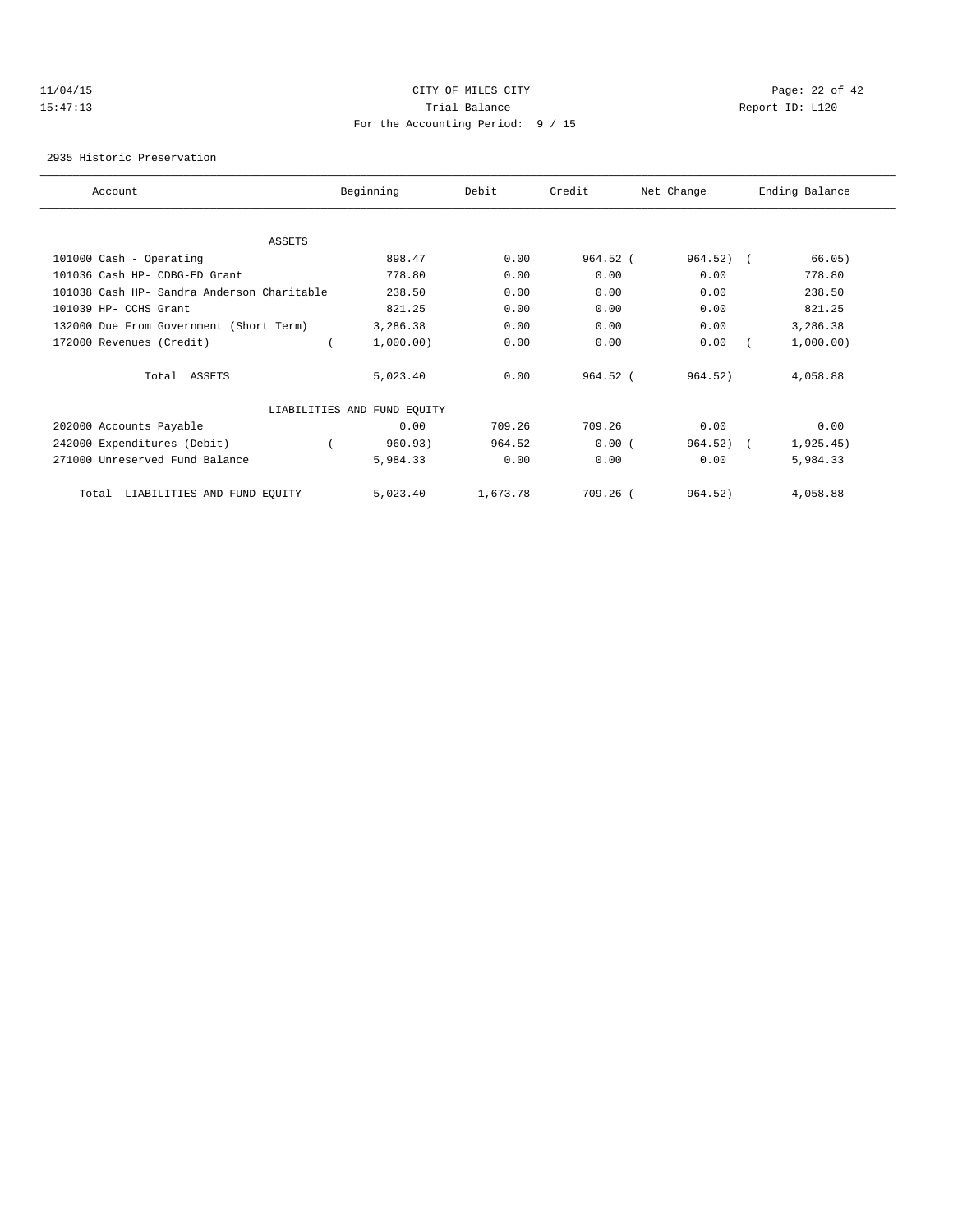CITY OF MILES CITY

Trial Balance

For the Accounting Period: 9 / 15

11/04/15 15:47:13 Report ID: L120

2935 Historic Preservation

| Account | Beginning | Debit | Credit | Net Change | Ending Balance |
|---|---|---|---|---|---|
| ASSETS | | | | | |
| 101000 Cash - Operating | 898.47 | 0.00 | 964.52 | ( 964.52) | ( 66.05) |
| 101036 Cash HP- CDBG-ED Grant | 778.80 | 0.00 | 0.00 | 0.00 | 778.80 |
| 101038 Cash HP- Sandra Anderson Charitable | 238.50 | 0.00 | 0.00 | 0.00 | 238.50 |
| 101039 HP- CCHS Grant | 821.25 | 0.00 | 0.00 | 0.00 | 821.25 |
| 132000 Due From Government (Short Term) | 3,286.38 | 0.00 | 0.00 | 0.00 | 3,286.38 |
| 172000 Revenues (Credit) | ( 1,000.00) | 0.00 | 0.00 | 0.00 | ( 1,000.00) |
| Total ASSETS | 5,023.40 | 0.00 | 964.52 | ( 964.52) | 4,058.88 |
| LIABILITIES AND FUND EQUITY | | | | | |
| 202000 Accounts Payable | 0.00 | 709.26 | 709.26 | 0.00 | 0.00 |
| 242000 Expenditures (Debit) | ( 960.93) | 964.52 | 0.00 | ( 964.52) | ( 1,925.45) |
| 271000 Unreserved Fund Balance | 5,984.33 | 0.00 | 0.00 | 0.00 | 5,984.33 |
| Total LIABILITIES AND FUND EQUITY | 5,023.40 | 1,673.78 | 709.26 | ( 964.52) | 4,058.88 |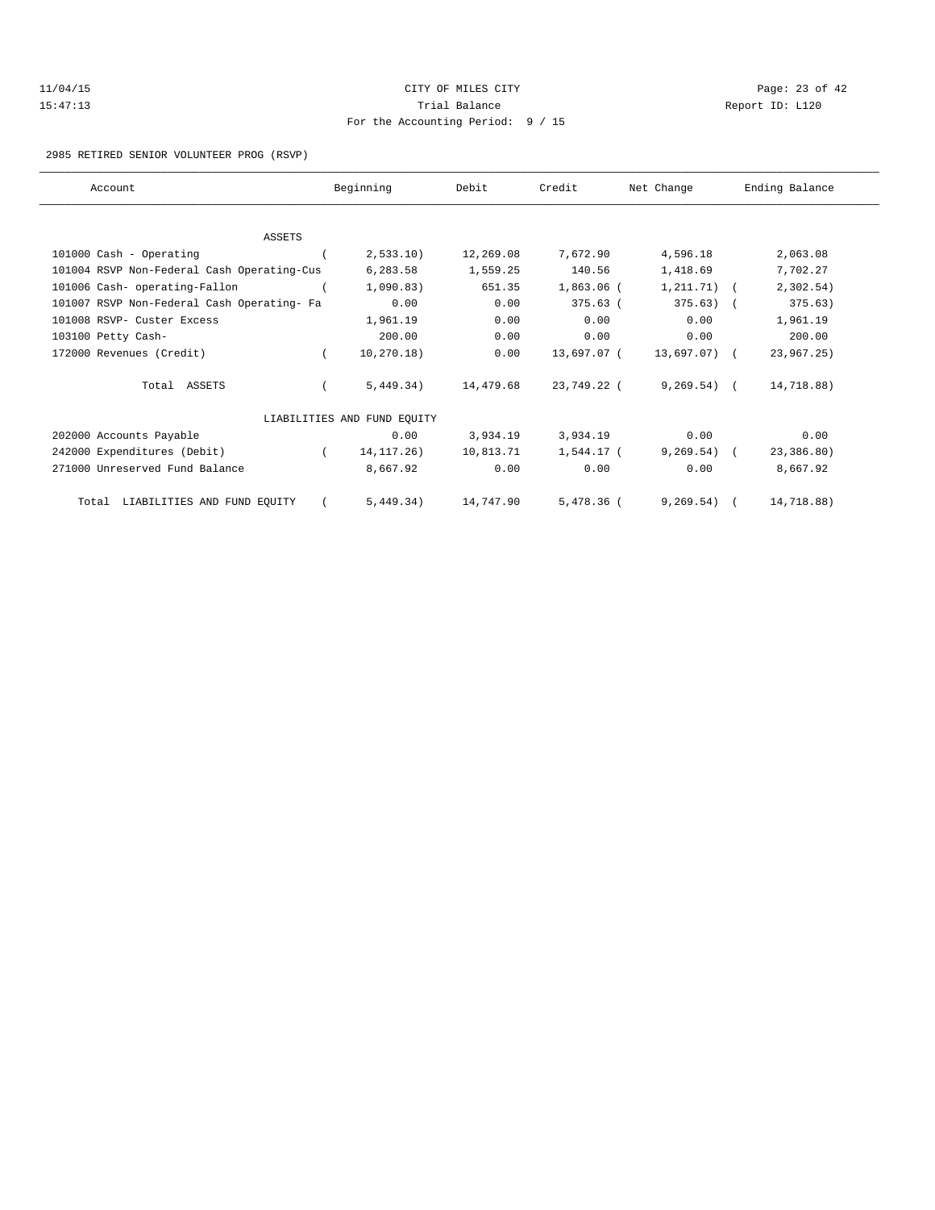CITY OF MILES CITY

Trial Balance

For the Accounting Period: 9 / 15

11/04/15 15:47:13 — Report ID: L120

2985 RETIRED SENIOR VOLUNTEER PROG (RSVP)

| Account | Beginning | Debit | Credit | Net Change | Ending Balance |
|---|---|---|---|---|---|
| ASSETS | | | | | |
| 101000 Cash - Operating | ( 2,533.10) | 12,269.08 | 7,672.90 | 4,596.18 | 2,063.08 |
| 101004 RSVP Non-Federal Cash Operating-Cus | 6,283.58 | 1,559.25 | 140.56 | 1,418.69 | 7,702.27 |
| 101006 Cash- operating-Fallon | ( 1,090.83) | 651.35 | 1,863.06 | ( 1,211.71) | ( 2,302.54) |
| 101007 RSVP Non-Federal Cash Operating- Fa | 0.00 | 0.00 | 375.63 | ( 375.63) | ( 375.63) |
| 101008 RSVP- Custer Excess | 1,961.19 | 0.00 | 0.00 | 0.00 | 1,961.19 |
| 103100 Petty Cash- | 200.00 | 0.00 | 0.00 | 0.00 | 200.00 |
| 172000 Revenues (Credit) | ( 10,270.18) | 0.00 | 13,697.07 | ( 13,697.07) | ( 23,967.25) |
| Total ASSETS | ( 5,449.34) | 14,479.68 | 23,749.22 | ( 9,269.54) | ( 14,718.88) |
| LIABILITIES AND FUND EQUITY | | | | | |
| 202000 Accounts Payable | 0.00 | 3,934.19 | 3,934.19 | 0.00 | 0.00 |
| 242000 Expenditures (Debit) | ( 14,117.26) | 10,813.71 | 1,544.17 | ( 9,269.54) | ( 23,386.80) |
| 271000 Unreserved Fund Balance | 8,667.92 | 0.00 | 0.00 | 0.00 | 8,667.92 |
| Total LIABILITIES AND FUND EQUITY | ( 5,449.34) | 14,747.90 | 5,478.36 | ( 9,269.54) | ( 14,718.88) |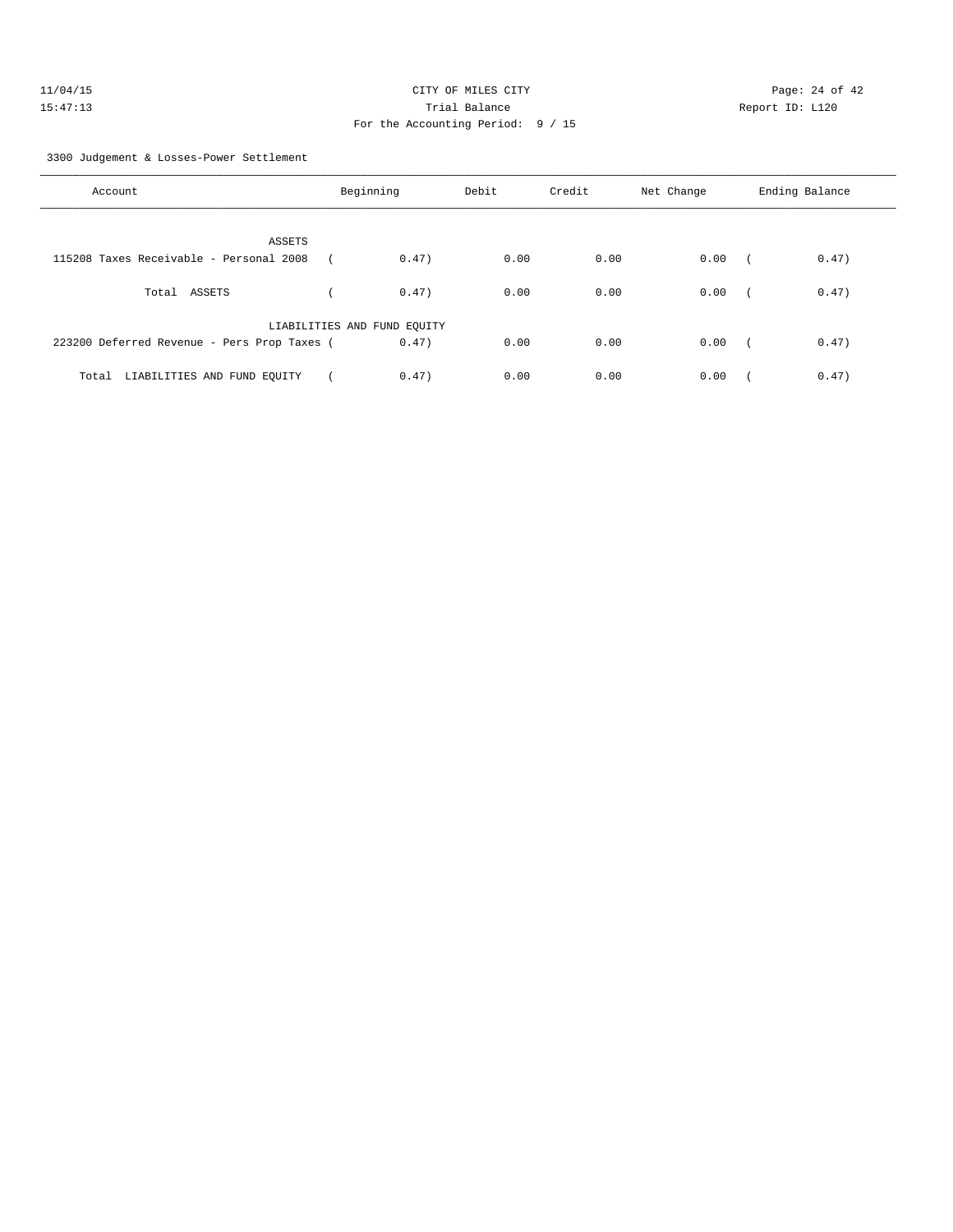CITY OF MILES CITY

Trial Balance

For the Accounting Period: 9 / 15

11/04/15 15:47:13 Report ID: L120

3300 Judgement & Losses-Power Settlement

| Account | Beginning | Debit | Credit | Net Change | Ending Balance |
|---|---|---|---|---|---|
| ASSETS | | | | | |
| 115208 Taxes Receivable - Personal 2008 | ( 0.47) | 0.00 | 0.00 | 0.00 | ( 0.47) |
| Total ASSETS | ( 0.47) | 0.00 | 0.00 | 0.00 | ( 0.47) |
| LIABILITIES AND FUND EQUITY | | | | | |
| 223200 Deferred Revenue - Pers Prop Taxes | ( 0.47) | 0.00 | 0.00 | 0.00 | ( 0.47) |
| Total LIABILITIES AND FUND EQUITY | ( 0.47) | 0.00 | 0.00 | 0.00 | ( 0.47) |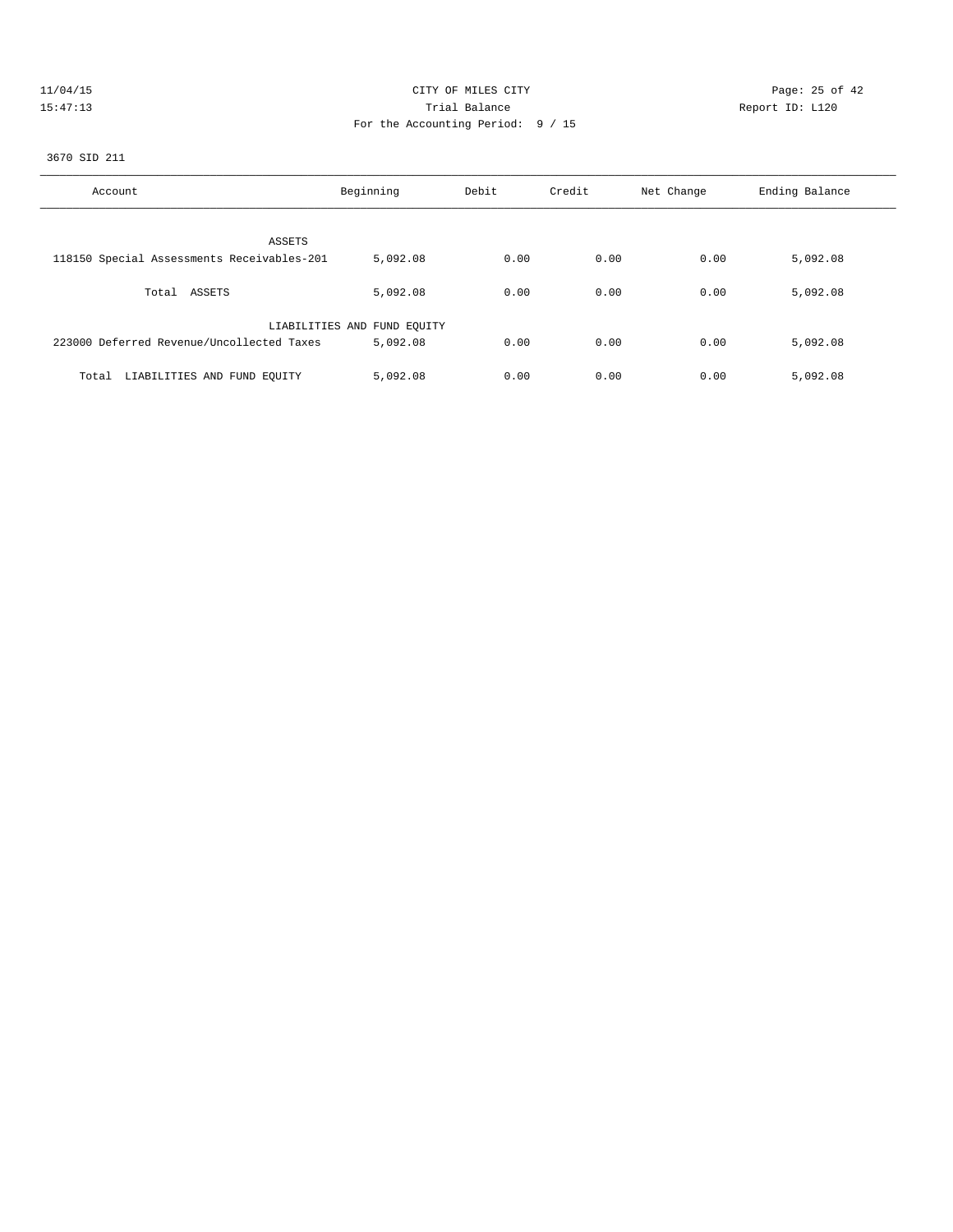CITY OF MILES CITY
Trial Balance
For the Accounting Period: 9 / 15

11/04/15
15:47:13

Report ID: L120

3670 SID 211

| Account | Beginning | Debit | Credit | Net Change | Ending Balance |
|---|---|---|---|---|---|
| ASSETS | | | | | |
| 118150 Special Assessments Receivables-201 | 5,092.08 | 0.00 | 0.00 | 0.00 | 5,092.08 |
| Total ASSETS | 5,092.08 | 0.00 | 0.00 | 0.00 | 5,092.08 |
| LIABILITIES AND FUND EQUITY | | | | | |
| 223000 Deferred Revenue/Uncollected Taxes | 5,092.08 | 0.00 | 0.00 | 0.00 | 5,092.08 |
| Total LIABILITIES AND FUND EQUITY | 5,092.08 | 0.00 | 0.00 | 0.00 | 5,092.08 |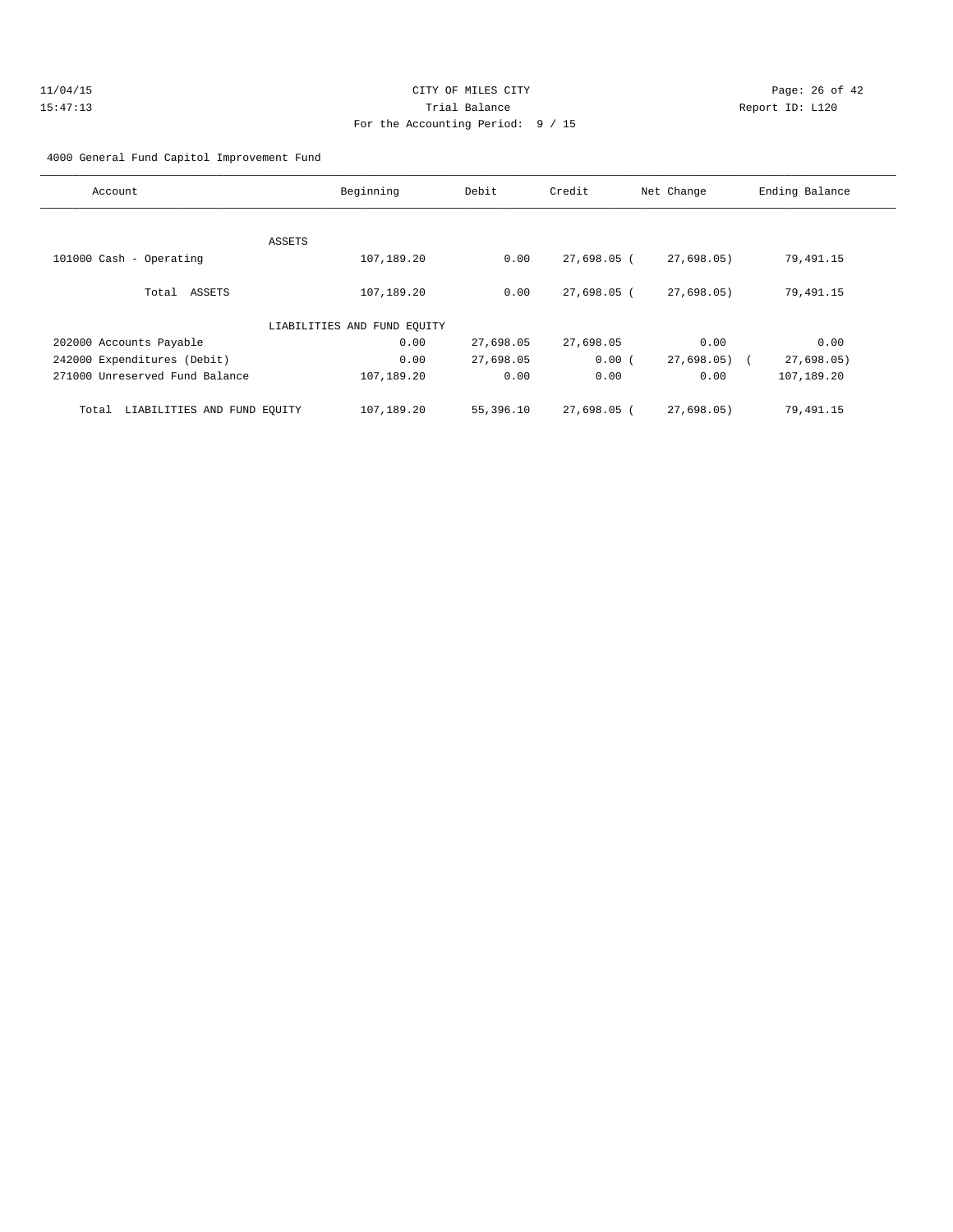CITY OF MILES CITY
Trial Balance
For the Accounting Period: 9 / 15

11/04/15
15:47:13

Report ID: L120

4000 General Fund Capitol Improvement Fund

| Account | Beginning | Debit | Credit | Net Change | Ending Balance |
|---|---|---|---|---|---|
| ASSETS | | | | | |
| 101000 Cash - Operating | 107,189.20 | 0.00 | 27,698.05 | ( 27,698.05) | 79,491.15 |
| Total ASSETS | 107,189.20 | 0.00 | 27,698.05 | ( 27,698.05) | 79,491.15 |
| LIABILITIES AND FUND EQUITY | | | | | |
| 202000 Accounts Payable | 0.00 | 27,698.05 | 27,698.05 | 0.00 | 0.00 |
| 242000 Expenditures (Debit) | 0.00 | 27,698.05 | 0.00 | ( 27,698.05) | ( 27,698.05) |
| 271000 Unreserved Fund Balance | 107,189.20 | 0.00 | 0.00 | 0.00 | 107,189.20 |
| Total LIABILITIES AND FUND EQUITY | 107,189.20 | 55,396.10 | 27,698.05 | ( 27,698.05) | 79,491.15 |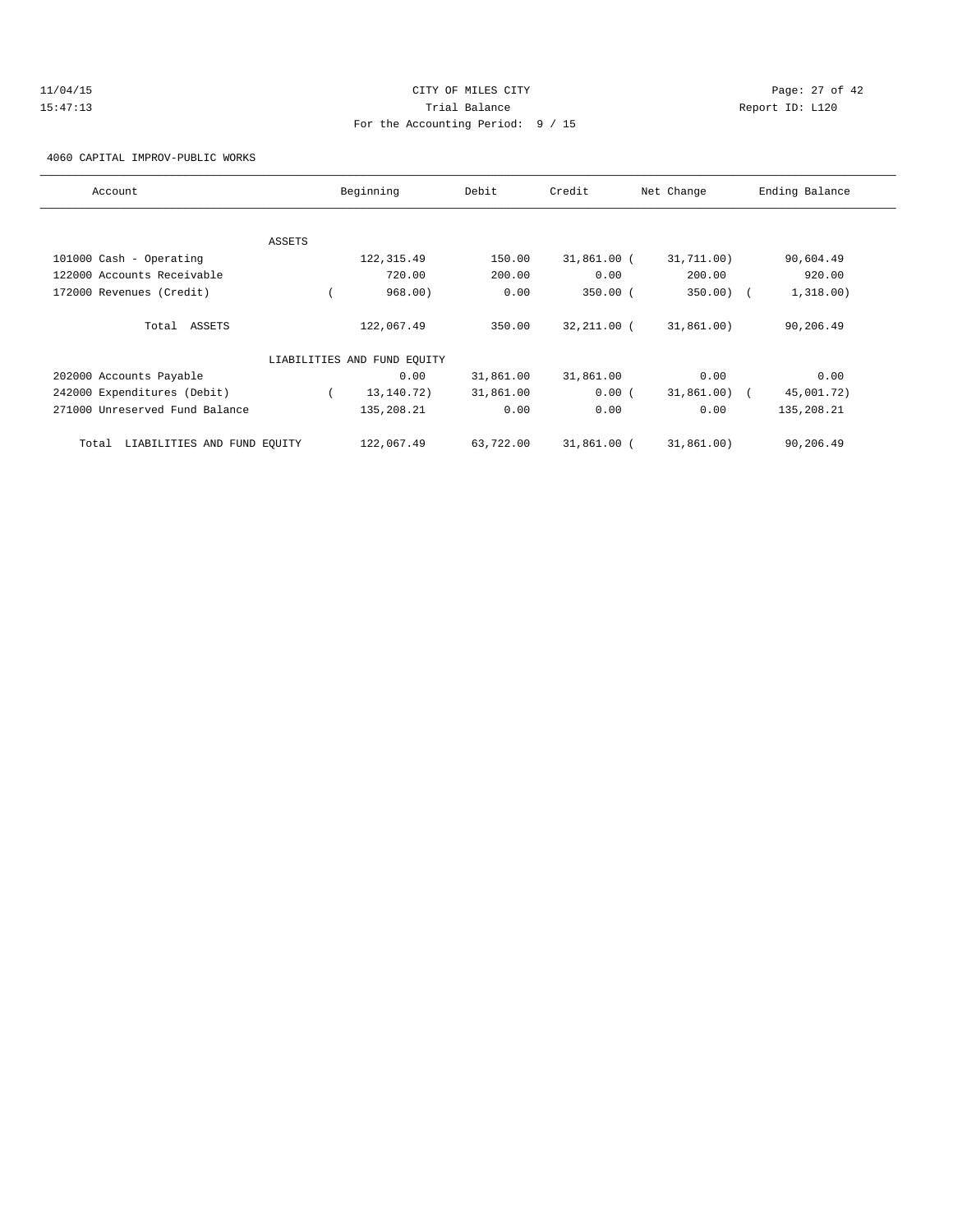CITY OF MILES CITY
Trial Balance
For the Accounting Period: 9 / 15

11/04/15
15:47:13

Report ID: L120

4060 CAPITAL IMPROV-PUBLIC WORKS

| Account | Beginning | Debit | Credit | Net Change | Ending Balance |
|---|---|---|---|---|---|
| ASSETS | | | | | |
| 101000 Cash - Operating | 122,315.49 | 150.00 | 31,861.00 | (31,711.00) | 90,604.49 |
| 122000 Accounts Receivable | 720.00 | 200.00 | 0.00 | 200.00 | 920.00 |
| 172000 Revenues (Credit) | (968.00) | 0.00 | 350.00 | (350.00) | (1,318.00) |
| Total ASSETS | 122,067.49 | 350.00 | 32,211.00 | (31,861.00) | 90,206.49 |
| LIABILITIES AND FUND EQUITY | | | | | |
| 202000 Accounts Payable | 0.00 | 31,861.00 | 31,861.00 | 0.00 | 0.00 |
| 242000 Expenditures (Debit) | (13,140.72) | 31,861.00 | 0.00 | (31,861.00) | (45,001.72) |
| 271000 Unreserved Fund Balance | 135,208.21 | 0.00 | 0.00 | 0.00 | 135,208.21 |
| Total LIABILITIES AND FUND EQUITY | 122,067.49 | 63,722.00 | 31,861.00 | (31,861.00) | 90,206.49 |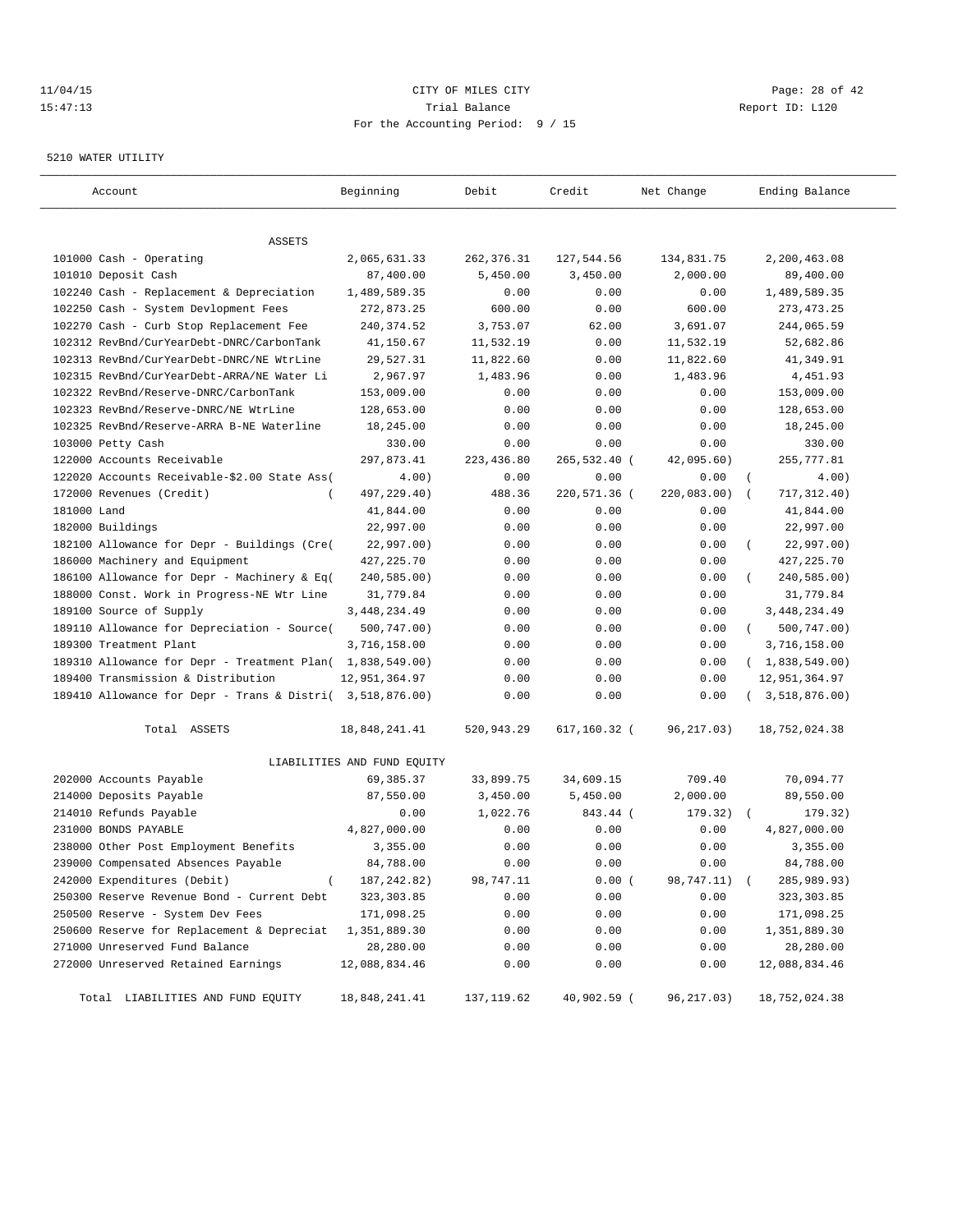CITY OF MILES CITY

Trial Balance

For the Accounting Period: 9 / 15

11/04/15 15:47:13

Report ID: L120

5210 WATER UTILITY

| Account | Beginning | Debit | Credit | Net Change | Ending Balance |
|---|---|---|---|---|---|
| ASSETS | | | | | |
| 101000 Cash - Operating | 2,065,631.33 | 262,376.31 | 127,544.56 | 134,831.75 | 2,200,463.08 |
| 101010 Deposit Cash | 87,400.00 | 5,450.00 | 3,450.00 | 2,000.00 | 89,400.00 |
| 102240 Cash - Replacement & Depreciation | 1,489,589.35 | 0.00 | 0.00 | 0.00 | 1,489,589.35 |
| 102250 Cash - System Devlopment Fees | 272,873.25 | 600.00 | 0.00 | 600.00 | 273,473.25 |
| 102270 Cash - Curb Stop Replacement Fee | 240,374.52 | 3,753.07 | 62.00 | 3,691.07 | 244,065.59 |
| 102312 RevBnd/CurYearDebt-DNRC/CarbonTank | 41,150.67 | 11,532.19 | 0.00 | 11,532.19 | 52,682.86 |
| 102313 RevBnd/CurYearDebt-DNRC/NE WtrLine | 29,527.31 | 11,822.60 | 0.00 | 11,822.60 | 41,349.91 |
| 102315 RevBnd/CurYearDebt-ARRA/NE Water Li | 2,967.97 | 1,483.96 | 0.00 | 1,483.96 | 4,451.93 |
| 102322 RevBnd/Reserve-DNRC/CarbonTank | 153,009.00 | 0.00 | 0.00 | 0.00 | 153,009.00 |
| 102323 RevBnd/Reserve-DNRC/NE WtrLine | 128,653.00 | 0.00 | 0.00 | 0.00 | 128,653.00 |
| 102325 RevBnd/Reserve-ARRA B-NE Waterline | 18,245.00 | 0.00 | 0.00 | 0.00 | 18,245.00 |
| 103000 Petty Cash | 330.00 | 0.00 | 0.00 | 0.00 | 330.00 |
| 122000 Accounts Receivable | 297,873.41 | 223,436.80 | 265,532.40 | ( 42,095.60) | 255,777.81 |
| 122020 Accounts Receivable-$2.00 State Ass( | 4.00) | 0.00 | 0.00 | 0.00 | ( 4.00) |
| 172000 Revenues (Credit) | ( 497,229.40) | 488.36 | 220,571.36 | ( 220,083.00) | ( 717,312.40) |
| 181000 Land | 41,844.00 | 0.00 | 0.00 | 0.00 | 41,844.00 |
| 182000 Buildings | 22,997.00 | 0.00 | 0.00 | 0.00 | 22,997.00 |
| 182100 Allowance for Depr - Buildings (Cre( | 22,997.00) | 0.00 | 0.00 | 0.00 | ( 22,997.00) |
| 186000 Machinery and Equipment | 427,225.70 | 0.00 | 0.00 | 0.00 | 427,225.70 |
| 186100 Allowance for Depr - Machinery & Eq( | 240,585.00) | 0.00 | 0.00 | 0.00 | ( 240,585.00) |
| 188000 Const. Work in Progress-NE Wtr Line | 31,779.84 | 0.00 | 0.00 | 0.00 | 31,779.84 |
| 189100 Source of Supply | 3,448,234.49 | 0.00 | 0.00 | 0.00 | 3,448,234.49 |
| 189110 Allowance for Depreciation - Source( | 500,747.00) | 0.00 | 0.00 | 0.00 | ( 500,747.00) |
| 189300 Treatment Plant | 3,716,158.00 | 0.00 | 0.00 | 0.00 | 3,716,158.00 |
| 189310 Allowance for Depr - Treatment Plan( | 1,838,549.00) | 0.00 | 0.00 | 0.00 | ( 1,838,549.00) |
| 189400 Transmission & Distribution | 12,951,364.97 | 0.00 | 0.00 | 0.00 | 12,951,364.97 |
| 189410 Allowance for Depr - Trans & Distri( | 3,518,876.00) | 0.00 | 0.00 | 0.00 | ( 3,518,876.00) |
| Total ASSETS | 18,848,241.41 | 520,943.29 | 617,160.32 | ( 96,217.03) | 18,752,024.38 |
| LIABILITIES AND FUND EQUITY | | | | | |
| 202000 Accounts Payable | 69,385.37 | 33,899.75 | 34,609.15 | 709.40 | 70,094.77 |
| 214000 Deposits Payable | 87,550.00 | 3,450.00 | 5,450.00 | 2,000.00 | 89,550.00 |
| 214010 Refunds Payable | 0.00 | 1,022.76 | 843.44 | ( 179.32) | ( 179.32) |
| 231000 BONDS PAYABLE | 4,827,000.00 | 0.00 | 0.00 | 0.00 | 4,827,000.00 |
| 238000 Other Post Employment Benefits | 3,355.00 | 0.00 | 0.00 | 0.00 | 3,355.00 |
| 239000 Compensated Absences Payable | 84,788.00 | 0.00 | 0.00 | 0.00 | 84,788.00 |
| 242000 Expenditures (Debit) | ( 187,242.82) | 98,747.11 | 0.00 | ( 98,747.11) | ( 285,989.93) |
| 250300 Reserve Revenue Bond - Current Debt | 323,303.85 | 0.00 | 0.00 | 0.00 | 323,303.85 |
| 250500 Reserve - System Dev Fees | 171,098.25 | 0.00 | 0.00 | 0.00 | 171,098.25 |
| 250600 Reserve for Replacement & Depreciat | 1,351,889.30 | 0.00 | 0.00 | 0.00 | 1,351,889.30 |
| 271000 Unreserved Fund Balance | 28,280.00 | 0.00 | 0.00 | 0.00 | 28,280.00 |
| 272000 Unreserved Retained Earnings | 12,088,834.46 | 0.00 | 0.00 | 0.00 | 12,088,834.46 |
| Total LIABILITIES AND FUND EQUITY | 18,848,241.41 | 137,119.62 | 40,902.59 | ( 96,217.03) | 18,752,024.38 |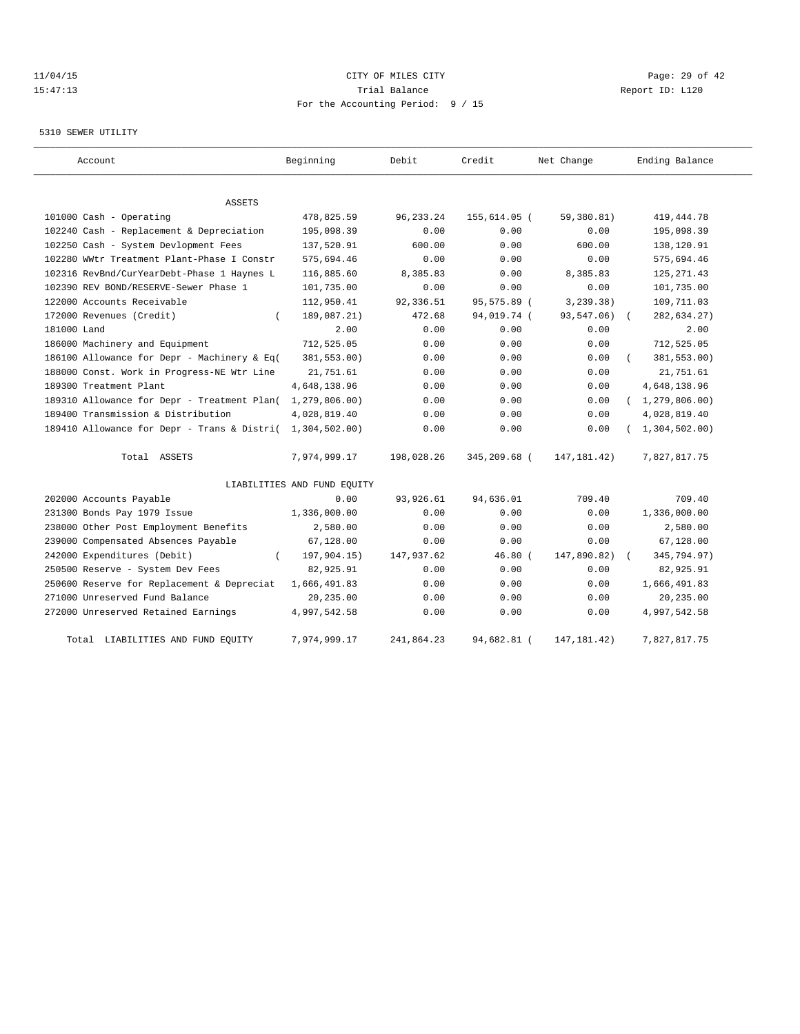CITY OF MILES CITY
Trial Balance
For the Accounting Period: 9 / 15

11/04/15
15:47:13

Report ID: L120

5310 SEWER UTILITY

| Account | Beginning | Debit | Credit | Net Change | Ending Balance |
|---|---|---|---|---|---|
| ASSETS | | | | | |
| 101000 Cash - Operating | 478,825.59 | 96,233.24 | 155,614.05 | ( 59,380.81) | 419,444.78 |
| 102240 Cash - Replacement & Depreciation | 195,098.39 | 0.00 | 0.00 | 0.00 | 195,098.39 |
| 102250 Cash - System Devlopment Fees | 137,520.91 | 600.00 | 0.00 | 600.00 | 138,120.91 |
| 102280 WWtr Treatment Plant-Phase I Constr | 575,694.46 | 0.00 | 0.00 | 0.00 | 575,694.46 |
| 102316 RevBnd/CurYearDebt-Phase 1 Haynes L | 116,885.60 | 8,385.83 | 0.00 | 8,385.83 | 125,271.43 |
| 102390 REV BOND/RESERVE-Sewer Phase 1 | 101,735.00 | 0.00 | 0.00 | 0.00 | 101,735.00 |
| 122000 Accounts Receivable | 112,950.41 | 92,336.51 | 95,575.89 | ( 3,239.38) | 109,711.03 |
| 172000 Revenues (Credit) | ( 189,087.21) | 472.68 | 94,019.74 | ( 93,547.06) | ( 282,634.27) |
| 181000 Land | 2.00 | 0.00 | 0.00 | 0.00 | 2.00 |
| 186000 Machinery and Equipment | 712,525.05 | 0.00 | 0.00 | 0.00 | 712,525.05 |
| 186100 Allowance for Depr - Machinery & Eq | ( 381,553.00) | 0.00 | 0.00 | 0.00 | ( 381,553.00) |
| 188000 Const. Work in Progress-NE Wtr Line | 21,751.61 | 0.00 | 0.00 | 0.00 | 21,751.61 |
| 189300 Treatment Plant | 4,648,138.96 | 0.00 | 0.00 | 0.00 | 4,648,138.96 |
| 189310 Allowance for Depr - Treatment Plan | ( 1,279,806.00) | 0.00 | 0.00 | 0.00 | ( 1,279,806.00) |
| 189400 Transmission & Distribution | 4,028,819.40 | 0.00 | 0.00 | 0.00 | 4,028,819.40 |
| 189410 Allowance for Depr - Trans & Distri | ( 1,304,502.00) | 0.00 | 0.00 | 0.00 | ( 1,304,502.00) |
| Total ASSETS | 7,974,999.17 | 198,028.26 | 345,209.68 | ( 147,181.42) | 7,827,817.75 |
| LIABILITIES AND FUND EQUITY | | | | | |
| 202000 Accounts Payable | 0.00 | 93,926.61 | 94,636.01 | 709.40 | 709.40 |
| 231300 Bonds Pay 1979 Issue | 1,336,000.00 | 0.00 | 0.00 | 0.00 | 1,336,000.00 |
| 238000 Other Post Employment Benefits | 2,580.00 | 0.00 | 0.00 | 0.00 | 2,580.00 |
| 239000 Compensated Absences Payable | 67,128.00 | 0.00 | 0.00 | 0.00 | 67,128.00 |
| 242000 Expenditures (Debit) | ( 197,904.15) | 147,937.62 | 46.80 | ( 147,890.82) | ( 345,794.97) |
| 250500 Reserve - System Dev Fees | 82,925.91 | 0.00 | 0.00 | 0.00 | 82,925.91 |
| 250600 Reserve for Replacement & Depreciat | 1,666,491.83 | 0.00 | 0.00 | 0.00 | 1,666,491.83 |
| 271000 Unreserved Fund Balance | 20,235.00 | 0.00 | 0.00 | 0.00 | 20,235.00 |
| 272000 Unreserved Retained Earnings | 4,997,542.58 | 0.00 | 0.00 | 0.00 | 4,997,542.58 |
| Total LIABILITIES AND FUND EQUITY | 7,974,999.17 | 241,864.23 | 94,682.81 | ( 147,181.42) | 7,827,817.75 |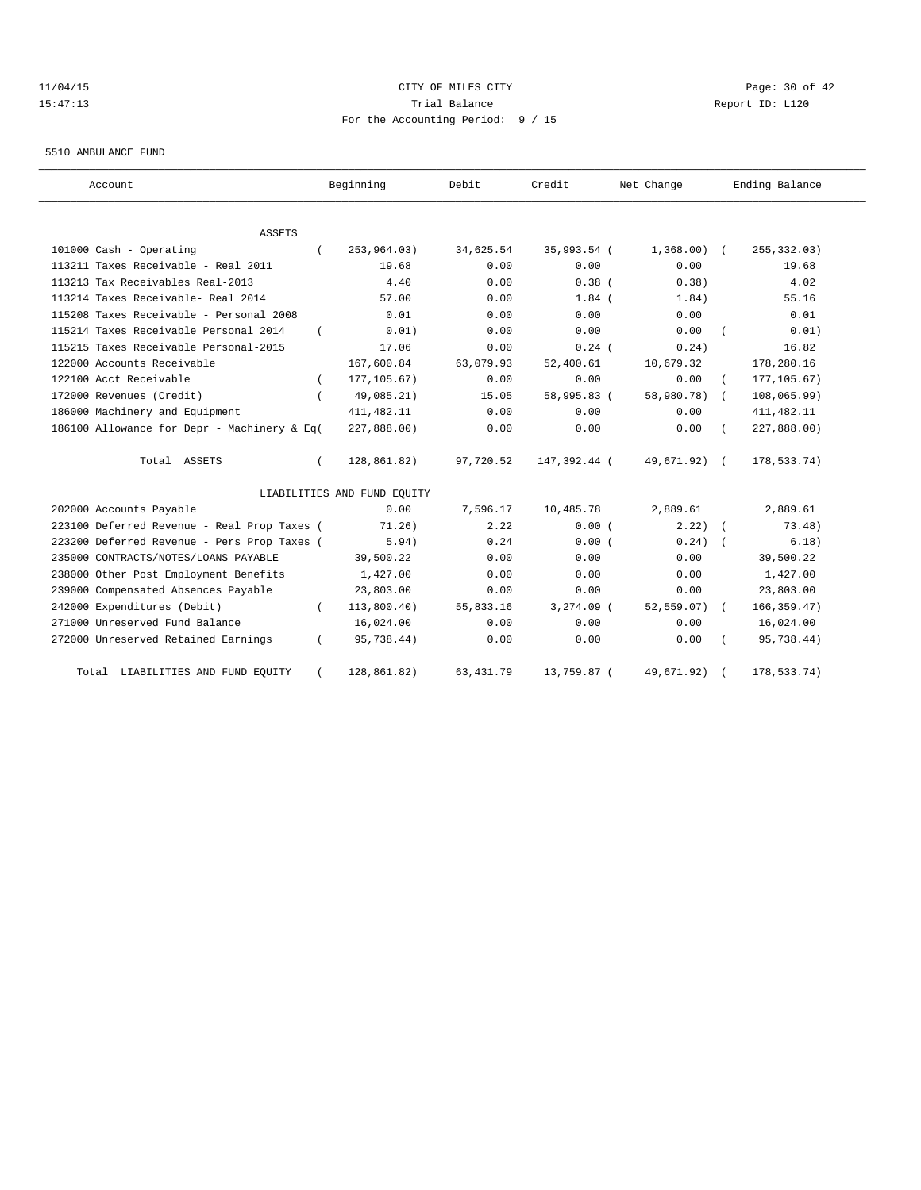CITY OF MILES CITY

Trial Balance

For the Accounting Period: 9 / 15

11/04/15
15:47:13

Report ID: L120

5510 AMBULANCE FUND

| Account | Beginning | Debit | Credit | Net Change | Ending Balance |
|---|---|---|---|---|---|
| ASSETS | | | | | |
| 101000 Cash - Operating | ( 253,964.03) | 34,625.54 | 35,993.54 | ( 1,368.00) | ( 255,332.03) |
| 113211 Taxes Receivable - Real 2011 | 19.68 | 0.00 | 0.00 | 0.00 | 19.68 |
| 113213 Tax Receivables Real-2013 | 4.40 | 0.00 | 0.38 | ( 0.38) | 4.02 |
| 113214 Taxes Receivable- Real 2014 | 57.00 | 0.00 | 1.84 | ( 1.84) | 55.16 |
| 115208 Taxes Receivable - Personal 2008 | 0.01 | 0.00 | 0.00 | 0.00 | 0.01 |
| 115214 Taxes Receivable Personal 2014 | ( 0.01) | 0.00 | 0.00 | 0.00 | ( 0.01) |
| 115215 Taxes Receivable Personal-2015 | 17.06 | 0.00 | 0.24 | ( 0.24) | 16.82 |
| 122000 Accounts Receivable | 167,600.84 | 63,079.93 | 52,400.61 | 10,679.32 | 178,280.16 |
| 122100 Acct Receivable | ( 177,105.67) | 0.00 | 0.00 | 0.00 | ( 177,105.67) |
| 172000 Revenues (Credit) | ( 49,085.21) | 15.05 | 58,995.83 | ( 58,980.78) | ( 108,065.99) |
| 186000 Machinery and Equipment | 411,482.11 | 0.00 | 0.00 | 0.00 | 411,482.11 |
| 186100 Allowance for Depr - Machinery & Eq | ( 227,888.00) | 0.00 | 0.00 | 0.00 | ( 227,888.00) |
| Total ASSETS | ( 128,861.82) | 97,720.52 | 147,392.44 | ( 49,671.92) | ( 178,533.74) |
| LIABILITIES AND FUND EQUITY | | | | | |
| 202000 Accounts Payable | 0.00 | 7,596.17 | 10,485.78 | 2,889.61 | 2,889.61 |
| 223100 Deferred Revenue - Real Prop Taxes | ( 71.26) | 2.22 | 0.00 | ( 2.22) | ( 73.48) |
| 223200 Deferred Revenue - Pers Prop Taxes | ( 5.94) | 0.24 | 0.00 | ( 0.24) | ( 6.18) |
| 235000 CONTRACTS/NOTES/LOANS PAYABLE | 39,500.22 | 0.00 | 0.00 | 0.00 | 39,500.22 |
| 238000 Other Post Employment Benefits | 1,427.00 | 0.00 | 0.00 | 0.00 | 1,427.00 |
| 239000 Compensated Absences Payable | 23,803.00 | 0.00 | 0.00 | 0.00 | 23,803.00 |
| 242000 Expenditures (Debit) | ( 113,800.40) | 55,833.16 | 3,274.09 | ( 52,559.07) | ( 166,359.47) |
| 271000 Unreserved Fund Balance | 16,024.00 | 0.00 | 0.00 | 0.00 | 16,024.00 |
| 272000 Unreserved Retained Earnings | ( 95,738.44) | 0.00 | 0.00 | 0.00 | ( 95,738.44) |
| Total LIABILITIES AND FUND EQUITY | ( 128,861.82) | 63,431.79 | 13,759.87 | ( 49,671.92) | ( 178,533.74) |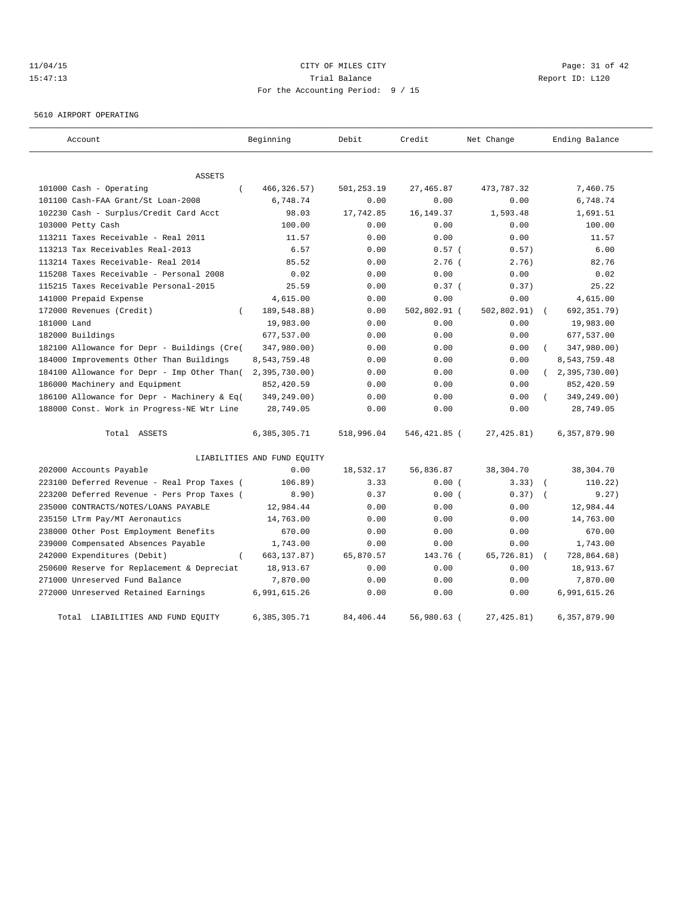11/04/15 CITY OF MILES CITY
15:47:13 Trial Balance Report ID: L120
For the Accounting Period: 9 / 15

5610 AIRPORT OPERATING

| Account | Beginning | Debit | Credit | Net Change | Ending Balance |
|---|---|---|---|---|---|
| ASSETS | | | | | |
| 101000 Cash - Operating | ( 466,326.57) | 501,253.19 | 27,465.87 | 473,787.32 | 7,460.75 |
| 101100 Cash-FAA Grant/St Loan-2008 | 6,748.74 | 0.00 | 0.00 | 0.00 | 6,748.74 |
| 102230 Cash - Surplus/Credit Card Acct | 98.03 | 17,742.85 | 16,149.37 | 1,593.48 | 1,691.51 |
| 103000 Petty Cash | 100.00 | 0.00 | 0.00 | 0.00 | 100.00 |
| 113211 Taxes Receivable - Real 2011 | 11.57 | 0.00 | 0.00 | 0.00 | 11.57 |
| 113213 Tax Receivables Real-2013 | 6.57 | 0.00 | 0.57 | ( 0.57) | 6.00 |
| 113214 Taxes Receivable- Real 2014 | 85.52 | 0.00 | 2.76 | ( 2.76) | 82.76 |
| 115208 Taxes Receivable - Personal 2008 | 0.02 | 0.00 | 0.00 | 0.00 | 0.02 |
| 115215 Taxes Receivable Personal-2015 | 25.59 | 0.00 | 0.37 | ( 0.37) | 25.22 |
| 141000 Prepaid Expense | 4,615.00 | 0.00 | 0.00 | 0.00 | 4,615.00 |
| 172000 Revenues (Credit) | ( 189,548.88) | 0.00 | 502,802.91 | ( 502,802.91) | ( 692,351.79) |
| 181000 Land | 19,983.00 | 0.00 | 0.00 | 0.00 | 19,983.00 |
| 182000 Buildings | 677,537.00 | 0.00 | 0.00 | 0.00 | 677,537.00 |
| 182100 Allowance for Depr - Buildings (Cre( | 347,980.00) | 0.00 | 0.00 | 0.00 | ( 347,980.00) |
| 184000 Improvements Other Than Buildings | 8,543,759.48 | 0.00 | 0.00 | 0.00 | 8,543,759.48 |
| 184100 Allowance for Depr - Imp Other Than( | 2,395,730.00) | 0.00 | 0.00 | 0.00 | ( 2,395,730.00) |
| 186000 Machinery and Equipment | 852,420.59 | 0.00 | 0.00 | 0.00 | 852,420.59 |
| 186100 Allowance for Depr - Machinery & Eq( | 349,249.00) | 0.00 | 0.00 | 0.00 | ( 349,249.00) |
| 188000 Const. Work in Progress-NE Wtr Line | 28,749.05 | 0.00 | 0.00 | 0.00 | 28,749.05 |
| Total ASSETS | 6,385,305.71 | 518,996.04 | 546,421.85 | ( 27,425.81) | 6,357,879.90 |
| LIABILITIES AND FUND EQUITY | | | | | |
| 202000 Accounts Payable | 0.00 | 18,532.17 | 56,836.87 | 38,304.70 | 38,304.70 |
| 223100 Deferred Revenue - Real Prop Taxes ( | 106.89) | 3.33 | 0.00 | ( 3.33) | ( 110.22) |
| 223200 Deferred Revenue - Pers Prop Taxes ( | 8.90) | 0.37 | 0.00 | ( 0.37) | ( 9.27) |
| 235000 CONTRACTS/NOTES/LOANS PAYABLE | 12,984.44 | 0.00 | 0.00 | 0.00 | 12,984.44 |
| 235150 LTrm Pay/MT Aeronautics | 14,763.00 | 0.00 | 0.00 | 0.00 | 14,763.00 |
| 238000 Other Post Employment Benefits | 670.00 | 0.00 | 0.00 | 0.00 | 670.00 |
| 239000 Compensated Absences Payable | 1,743.00 | 0.00 | 0.00 | 0.00 | 1,743.00 |
| 242000 Expenditures (Debit) | ( 663,137.87) | 65,870.57 | 143.76 | ( 65,726.81) | ( 728,864.68) |
| 250600 Reserve for Replacement & Depreciat | 18,913.67 | 0.00 | 0.00 | 0.00 | 18,913.67 |
| 271000 Unreserved Fund Balance | 7,870.00 | 0.00 | 0.00 | 0.00 | 7,870.00 |
| 272000 Unreserved Retained Earnings | 6,991,615.26 | 0.00 | 0.00 | 0.00 | 6,991,615.26 |
| Total LIABILITIES AND FUND EQUITY | 6,385,305.71 | 84,406.44 | 56,980.63 | ( 27,425.81) | 6,357,879.90 |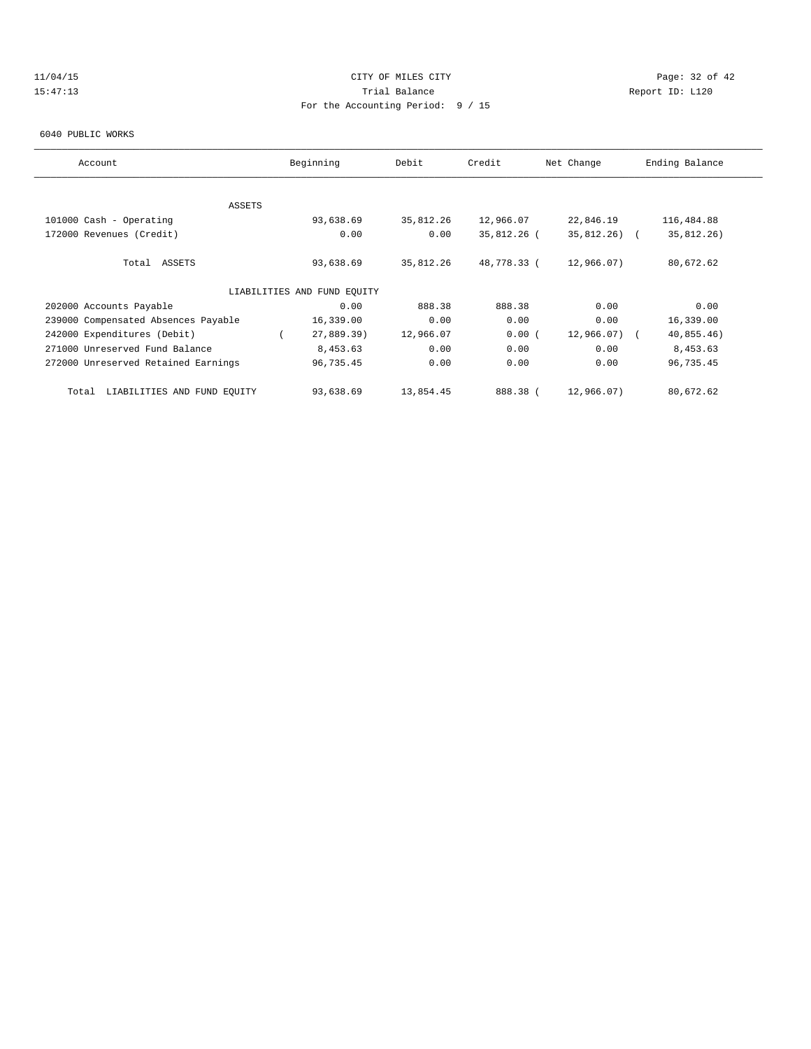CITY OF MILES CITY
Trial Balance
For the Accounting Period: 9 / 15

11/04/15
15:47:13

Report ID: L120

6040 PUBLIC WORKS

| Account | Beginning | Debit | Credit | Net Change | Ending Balance |
|---|---|---|---|---|---|
| ASSETS | | | | | |
| 101000 Cash - Operating | 93,638.69 | 35,812.26 | 12,966.07 | 22,846.19 | 116,484.88 |
| 172000 Revenues (Credit) | 0.00 | 0.00 | 35,812.26 | (35,812.26) | (35,812.26) |
| Total ASSETS | 93,638.69 | 35,812.26 | 48,778.33 | (12,966.07) | 80,672.62 |
| LIABILITIES AND FUND EQUITY | | | | | |
| 202000 Accounts Payable | 0.00 | 888.38 | 888.38 | 0.00 | 0.00 |
| 239000 Compensated Absences Payable | 16,339.00 | 0.00 | 0.00 | 0.00 | 16,339.00 |
| 242000 Expenditures (Debit) | (27,889.39) | 12,966.07 | 0.00 | (12,966.07) | (40,855.46) |
| 271000 Unreserved Fund Balance | 8,453.63 | 0.00 | 0.00 | 0.00 | 8,453.63 |
| 272000 Unreserved Retained Earnings | 96,735.45 | 0.00 | 0.00 | 0.00 | 96,735.45 |
| Total LIABILITIES AND FUND EQUITY | 93,638.69 | 13,854.45 | 888.38 | (12,966.07) | 80,672.62 |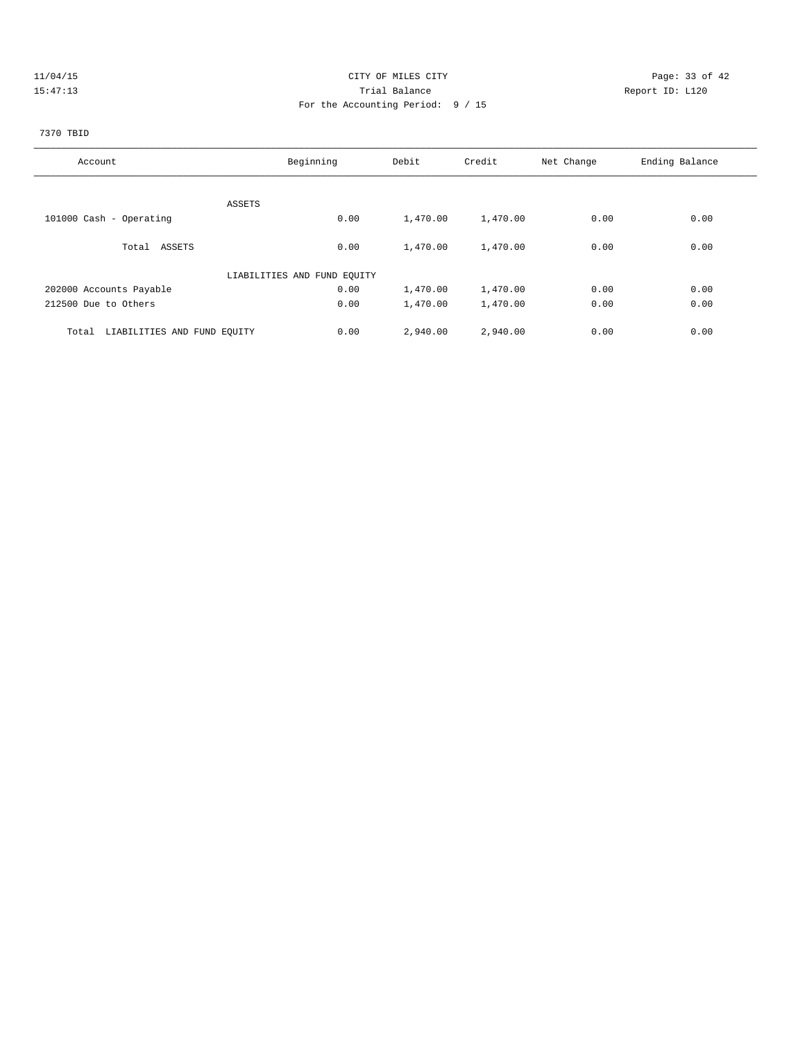11/04/15 CITY OF MILES CITY
15:47:13 Trial Balance Report ID: L120
For the Accounting Period: 9 / 15

7370 TBID

| Account | Beginning | Debit | Credit | Net Change | Ending Balance |
|---|---|---|---|---|---|
| ASSETS | | | | | |
| 101000 Cash - Operating | 0.00 | 1,470.00 | 1,470.00 | 0.00 | 0.00 |
| Total ASSETS | 0.00 | 1,470.00 | 1,470.00 | 0.00 | 0.00 |
| LIABILITIES AND FUND EQUITY | | | | | |
| 202000 Accounts Payable | 0.00 | 1,470.00 | 1,470.00 | 0.00 | 0.00 |
| 212500 Due to Others | 0.00 | 1,470.00 | 1,470.00 | 0.00 | 0.00 |
| Total LIABILITIES AND FUND EQUITY | 0.00 | 2,940.00 | 2,940.00 | 0.00 | 0.00 |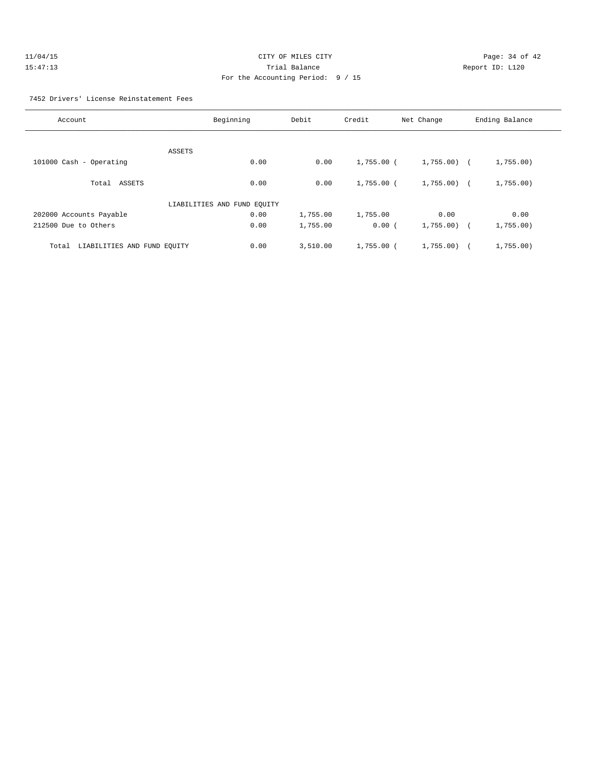11/04/15 CITY OF MILES CITY
15:47:13 Trial Balance Report ID: L120
For the Accounting Period: 9 / 15

7452 Drivers' License Reinstatement Fees

| Account | Beginning | Debit | Credit | Net Change | Ending Balance |
|---|---|---|---|---|---|
| ASSETS | | | | | |
| 101000 Cash - Operating | 0.00 | 0.00 | 1,755.00 | ( 1,755.00) | ( 1,755.00) |
| Total ASSETS | 0.00 | 0.00 | 1,755.00 | ( 1,755.00) | ( 1,755.00) |
| LIABILITIES AND FUND EQUITY | | | | | |
| 202000 Accounts Payable | 0.00 | 1,755.00 | 1,755.00 | 0.00 | 0.00 |
| 212500 Due to Others | 0.00 | 1,755.00 | 0.00 | ( 1,755.00) | ( 1,755.00) |
| Total LIABILITIES AND FUND EQUITY | 0.00 | 3,510.00 | 1,755.00 | ( 1,755.00) | ( 1,755.00) |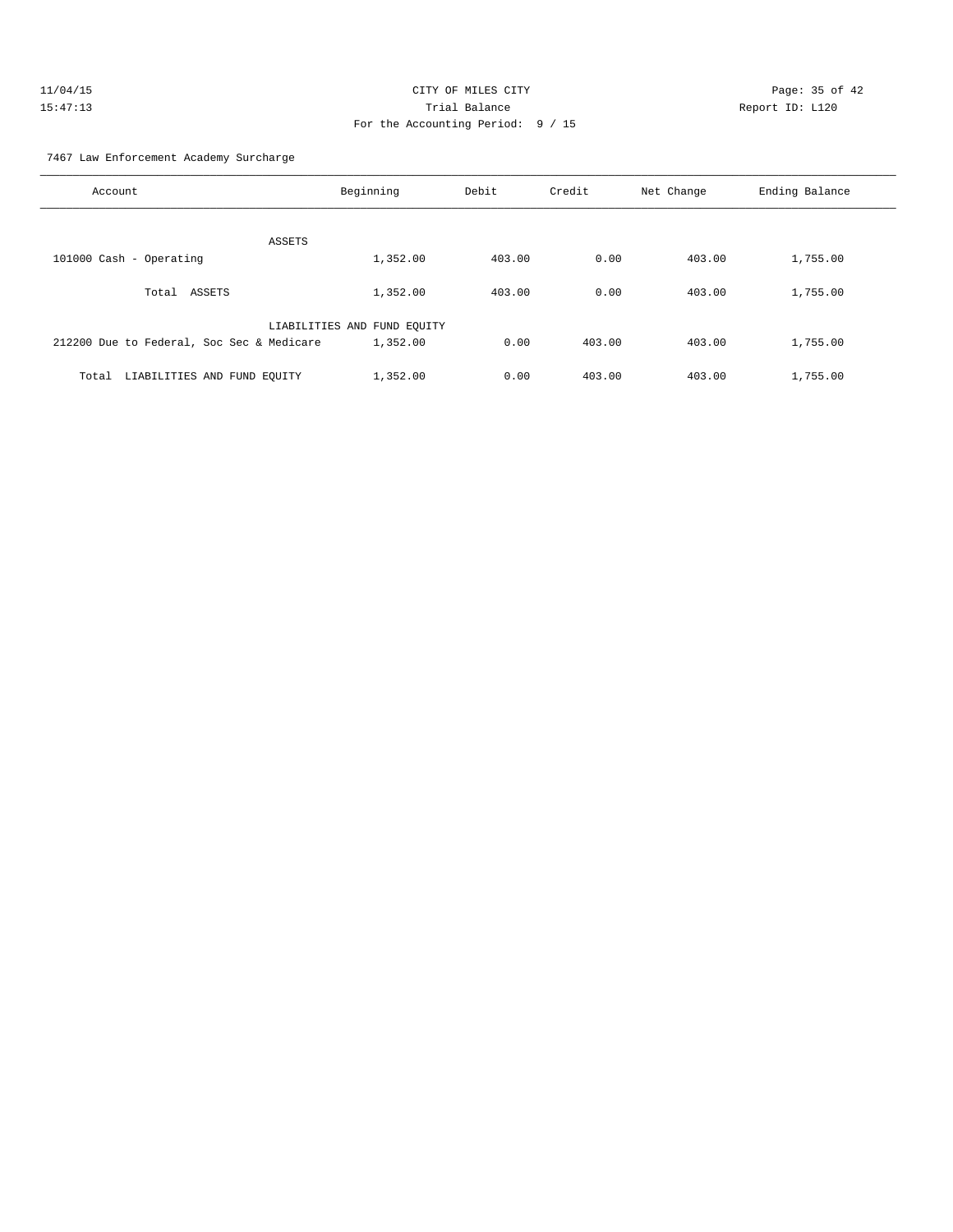CITY OF MILES CITY
Trial Balance
For the Accounting Period: 9 / 15

11/04/15
15:47:13

Report ID: L120

7467 Law Enforcement Academy Surcharge

| Account | Beginning | Debit | Credit | Net Change | Ending Balance |
|---|---|---|---|---|---|
| ASSETS | | | | | |
| 101000 Cash - Operating | 1,352.00 | 403.00 | 0.00 | 403.00 | 1,755.00 |
| Total ASSETS | 1,352.00 | 403.00 | 0.00 | 403.00 | 1,755.00 |
| LIABILITIES AND FUND EQUITY | | | | | |
| 212200 Due to Federal, Soc Sec & Medicare | 1,352.00 | 0.00 | 403.00 | 403.00 | 1,755.00 |
| Total LIABILITIES AND FUND EQUITY | 1,352.00 | 0.00 | 403.00 | 403.00 | 1,755.00 |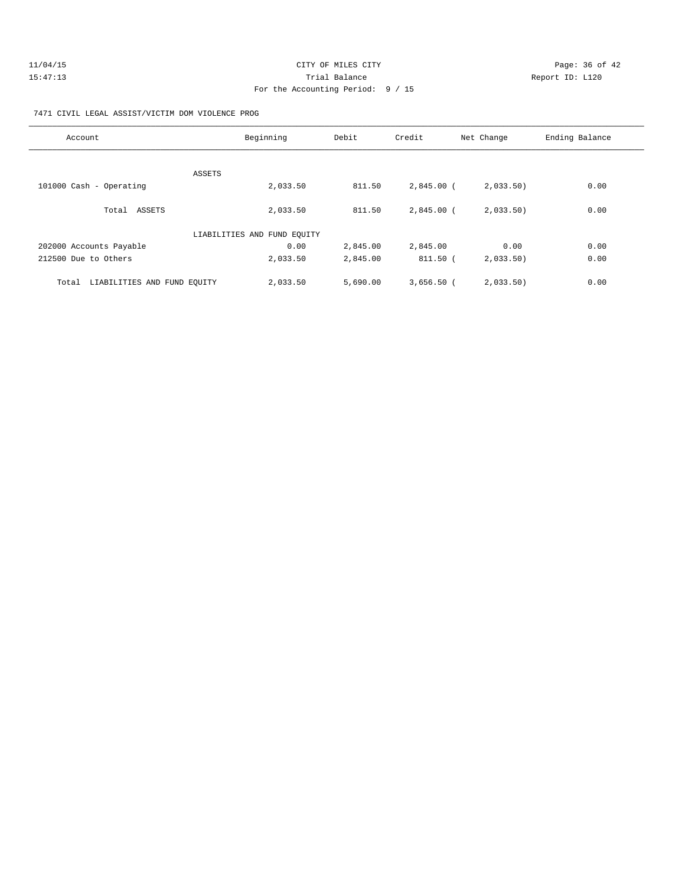CITY OF MILES CITY

Trial Balance

For the Accounting Period: 9 / 15

11/04/15 15:47:13

Report ID: L120

7471 CIVIL LEGAL ASSIST/VICTIM DOM VIOLENCE PROG

| Account | Beginning | Debit | Credit | Net Change | Ending Balance |
|---|---|---|---|---|---|
| ASSETS | | | | | |
| 101000 Cash - Operating | 2,033.50 | 811.50 | 2,845.00 | ( 2,033.50) | 0.00 |
| Total ASSETS | 2,033.50 | 811.50 | 2,845.00 | ( 2,033.50) | 0.00 |
| LIABILITIES AND FUND EQUITY | | | | | |
| 202000 Accounts Payable | 0.00 | 2,845.00 | 2,845.00 | 0.00 | 0.00 |
| 212500 Due to Others | 2,033.50 | 2,845.00 | 811.50 | ( 2,033.50) | 0.00 |
| Total LIABILITIES AND FUND EQUITY | 2,033.50 | 5,690.00 | 3,656.50 | ( 2,033.50) | 0.00 |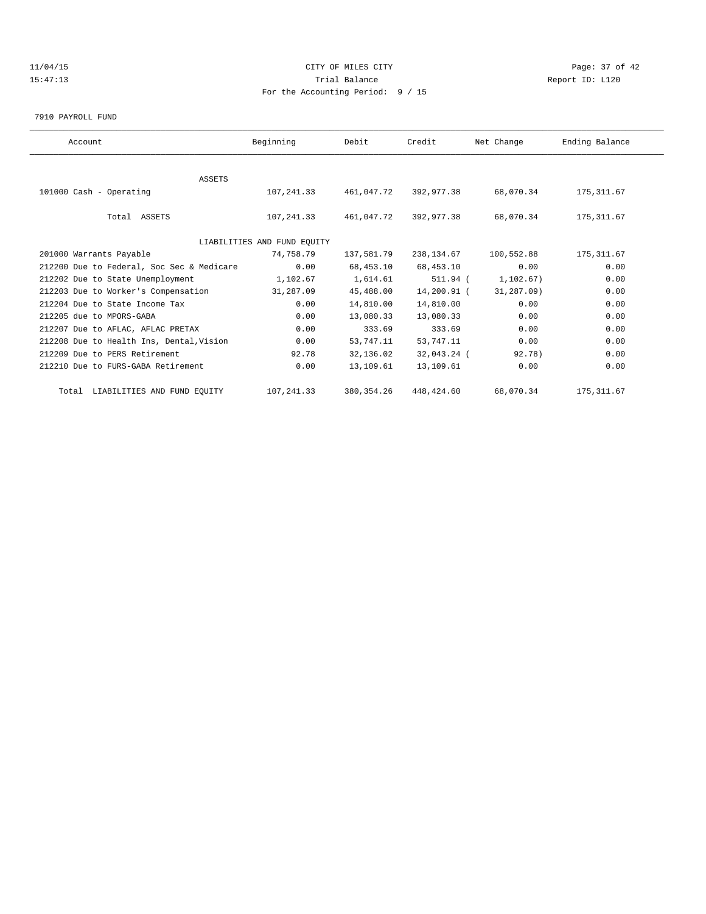CITY OF MILES CITY
Trial Balance
For the Accounting Period: 9 / 15

11/04/15
15:47:13

Report ID: L120

7910 PAYROLL FUND

| Account | Beginning | Debit | Credit | Net Change | Ending Balance |
|---|---|---|---|---|---|
| ASSETS | | | | | |
| 101000 Cash - Operating | 107,241.33 | 461,047.72 | 392,977.38 | 68,070.34 | 175,311.67 |
| Total ASSETS | 107,241.33 | 461,047.72 | 392,977.38 | 68,070.34 | 175,311.67 |
| LIABILITIES AND FUND EQUITY | | | | | |
| 201000 Warrants Payable | 74,758.79 | 137,581.79 | 238,134.67 | 100,552.88 | 175,311.67 |
| 212200 Due to Federal, Soc Sec & Medicare | 0.00 | 68,453.10 | 68,453.10 | 0.00 | 0.00 |
| 212202 Due to State Unemployment | 1,102.67 | 1,614.61 | 511.94 | ( 1,102.67) | 0.00 |
| 212203 Due to Worker's Compensation | 31,287.09 | 45,488.00 | 14,200.91 | ( 31,287.09) | 0.00 |
| 212204 Due to State Income Tax | 0.00 | 14,810.00 | 14,810.00 | 0.00 | 0.00 |
| 212205 due to MPORS-GABA | 0.00 | 13,080.33 | 13,080.33 | 0.00 | 0.00 |
| 212207 Due to AFLAC, AFLAC PRETAX | 0.00 | 333.69 | 333.69 | 0.00 | 0.00 |
| 212208 Due to Health Ins, Dental,Vision | 0.00 | 53,747.11 | 53,747.11 | 0.00 | 0.00 |
| 212209 Due to PERS Retirement | 92.78 | 32,136.02 | 32,043.24 | ( 92.78) | 0.00 |
| 212210 Due to FURS-GABA Retirement | 0.00 | 13,109.61 | 13,109.61 | 0.00 | 0.00 |
| Total LIABILITIES AND FUND EQUITY | 107,241.33 | 380,354.26 | 448,424.60 | 68,070.34 | 175,311.67 |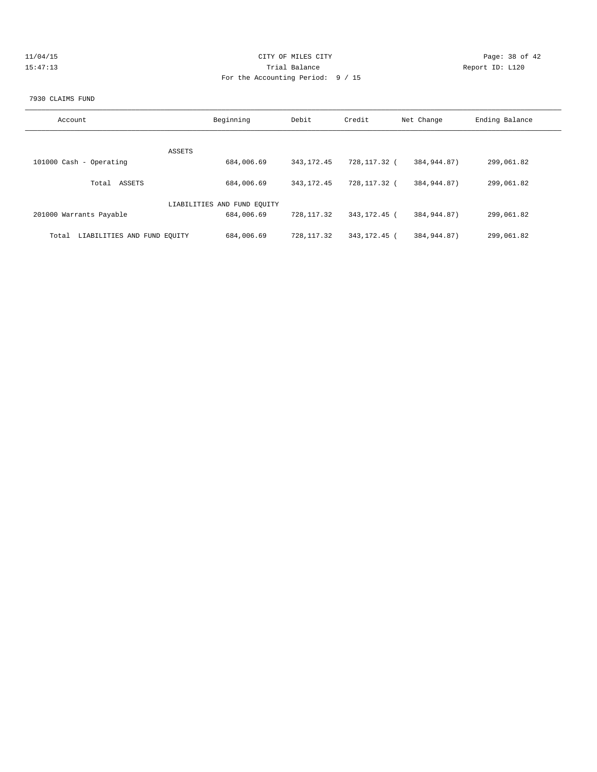CITY OF MILES CITY
Trial Balance
For the Accounting Period: 9 / 15

11/04/15
15:47:13

Report ID: L120

7930 CLAIMS FUND

| Account | Beginning | Debit | Credit | Net Change | Ending Balance |
|---|---|---|---|---|---|
| ASSETS | | | | | |
| 101000 Cash - Operating | 684,006.69 | 343,172.45 | 728,117.32 | ( 384,944.87) | 299,061.82 |
| Total ASSETS | 684,006.69 | 343,172.45 | 728,117.32 | ( 384,944.87) | 299,061.82 |
| LIABILITIES AND FUND EQUITY | | | | | |
| 201000 Warrants Payable | 684,006.69 | 728,117.32 | 343,172.45 | ( 384,944.87) | 299,061.82 |
| Total LIABILITIES AND FUND EQUITY | 684,006.69 | 728,117.32 | 343,172.45 | ( 384,944.87) | 299,061.82 |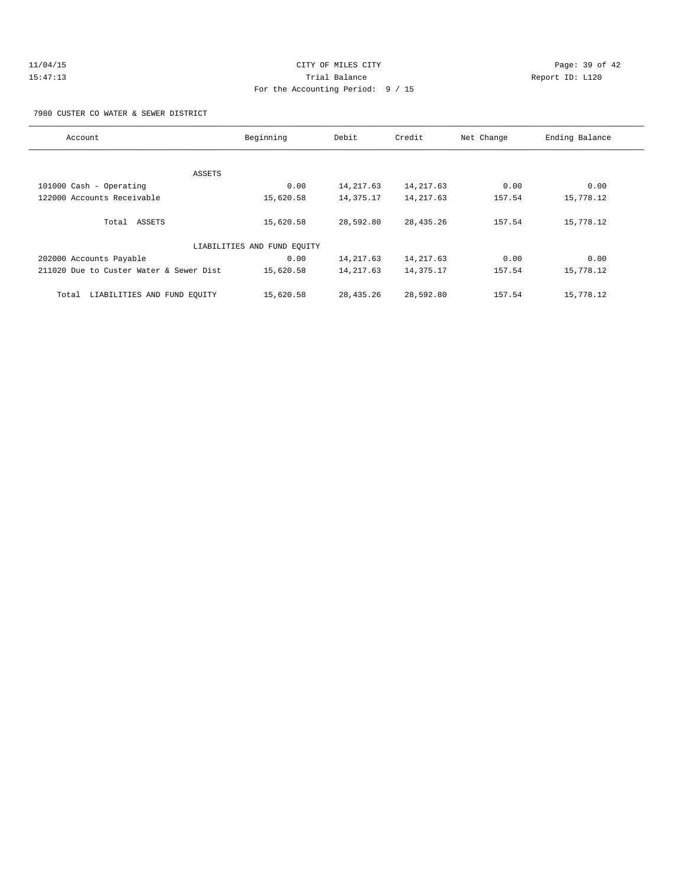CITY OF MILES CITY

Trial Balance

For the Accounting Period: 9 / 15

7980 CUSTER CO WATER & SEWER DISTRICT

| Account | Beginning | Debit | Credit | Net Change | Ending Balance |
|---|---|---|---|---|---|
| ASSETS | | | | | |
| 101000 Cash - Operating | 0.00 | 14,217.63 | 14,217.63 | 0.00 | 0.00 |
| 122000 Accounts Receivable | 15,620.58 | 14,375.17 | 14,217.63 | 157.54 | 15,778.12 |
| Total ASSETS | 15,620.58 | 28,592.80 | 28,435.26 | 157.54 | 15,778.12 |
| LIABILITIES AND FUND EQUITY | | | | | |
| 202000 Accounts Payable | 0.00 | 14,217.63 | 14,217.63 | 0.00 | 0.00 |
| 211020 Due to Custer Water & Sewer Dist | 15,620.58 | 14,217.63 | 14,375.17 | 157.54 | 15,778.12 |
| Total LIABILITIES AND FUND EQUITY | 15,620.58 | 28,435.26 | 28,592.80 | 157.54 | 15,778.12 |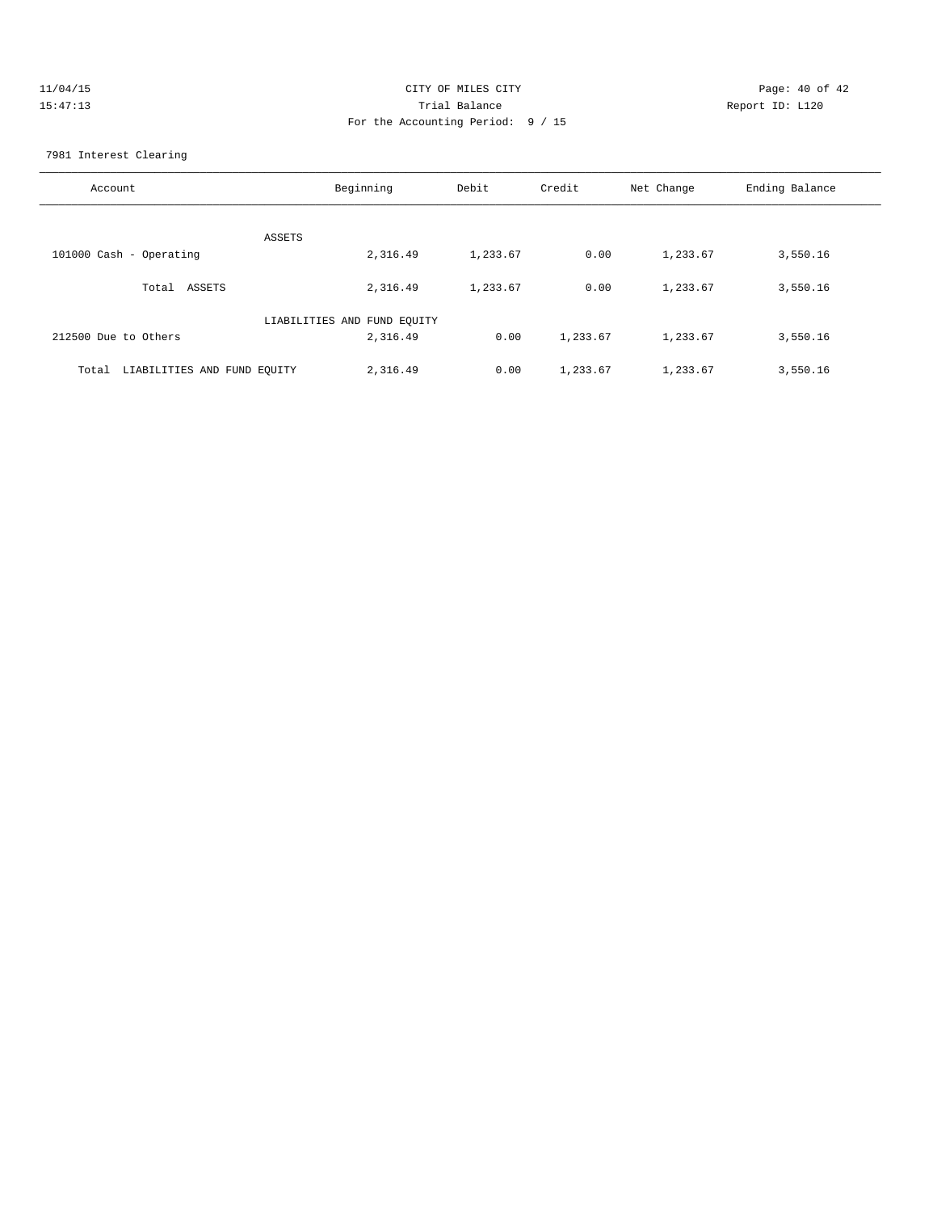CITY OF MILES CITY
Trial Balance
For the Accounting Period: 9 / 15

11/04/15
15:47:13

Report ID: L120

7981 Interest Clearing

| Account | Beginning | Debit | Credit | Net Change | Ending Balance |
|---|---|---|---|---|---|
| ASSETS | | | | | |
| 101000 Cash - Operating | 2,316.49 | 1,233.67 | 0.00 | 1,233.67 | 3,550.16 |
| Total ASSETS | 2,316.49 | 1,233.67 | 0.00 | 1,233.67 | 3,550.16 |
| LIABILITIES AND FUND EQUITY | | | | | |
| 212500 Due to Others | 2,316.49 | 0.00 | 1,233.67 | 1,233.67 | 3,550.16 |
| Total LIABILITIES AND FUND EQUITY | 2,316.49 | 0.00 | 1,233.67 | 1,233.67 | 3,550.16 |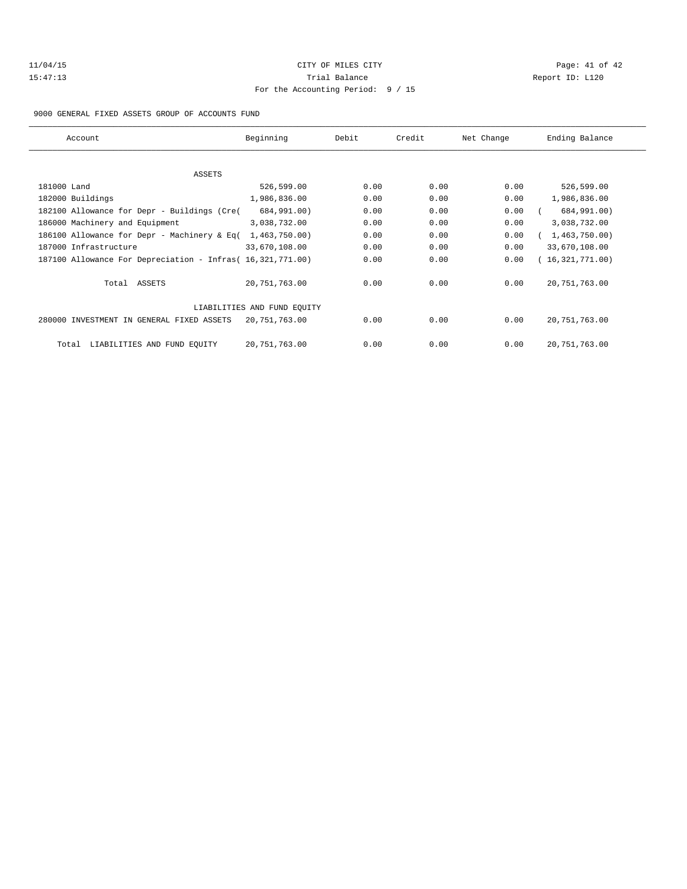CITY OF MILES CITY

Trial Balance

For the Accounting Period: 9 / 15

11/04/15 15:47:13 Report ID: L120

9000 GENERAL FIXED ASSETS GROUP OF ACCOUNTS FUND

| Account | Beginning | Debit | Credit | Net Change | Ending Balance |
|---|---|---|---|---|---|
| ASSETS | | | | | |
| 181000 Land | 526,599.00 | 0.00 | 0.00 | 0.00 | 526,599.00 |
| 182000 Buildings | 1,986,836.00 | 0.00 | 0.00 | 0.00 | 1,986,836.00 |
| 182100 Allowance for Depr - Buildings (Cre( | 684,991.00) | 0.00 | 0.00 | 0.00 | ( 684,991.00) |
| 186000 Machinery and Equipment | 3,038,732.00 | 0.00 | 0.00 | 0.00 | 3,038,732.00 |
| 186100 Allowance for Depr - Machinery & Eq( | 1,463,750.00) | 0.00 | 0.00 | 0.00 | ( 1,463,750.00) |
| 187000 Infrastructure | 33,670,108.00 | 0.00 | 0.00 | 0.00 | 33,670,108.00 |
| 187100 Allowance For Depreciation - Infras( | 16,321,771.00) | 0.00 | 0.00 | 0.00 | ( 16,321,771.00) |
| Total ASSETS | 20,751,763.00 | 0.00 | 0.00 | 0.00 | 20,751,763.00 |
| LIABILITIES AND FUND EQUITY | | | | | |
| 280000 INVESTMENT IN GENERAL FIXED ASSETS | 20,751,763.00 | 0.00 | 0.00 | 0.00 | 20,751,763.00 |
| Total LIABILITIES AND FUND EQUITY | 20,751,763.00 | 0.00 | 0.00 | 0.00 | 20,751,763.00 |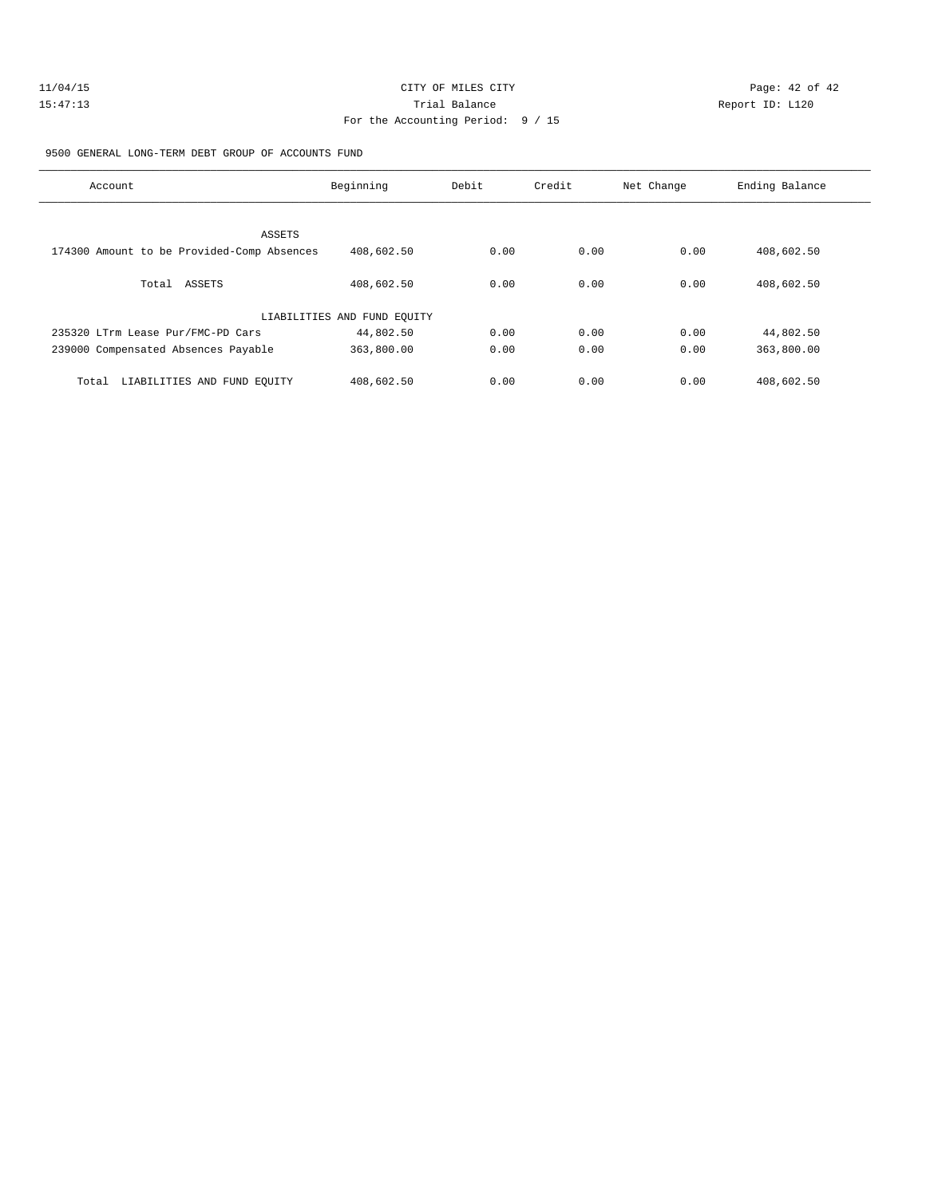CITY OF MILES CITY

Trial Balance

For the Accounting Period: 9 / 15

11/04/15 15:47:13 Report ID: L120

9500 GENERAL LONG-TERM DEBT GROUP OF ACCOUNTS FUND

| Account | Beginning | Debit | Credit | Net Change | Ending Balance |
|---|---|---|---|---|---|
| ASSETS | | | | | |
| 174300 Amount to be Provided-Comp Absences | 408,602.50 | 0.00 | 0.00 | 0.00 | 408,602.50 |
| Total ASSETS | 408,602.50 | 0.00 | 0.00 | 0.00 | 408,602.50 |
| LIABILITIES AND FUND EQUITY | | | | | |
| 235320 LTrm Lease Pur/FMC-PD Cars | 44,802.50 | 0.00 | 0.00 | 0.00 | 44,802.50 |
| 239000 Compensated Absences Payable | 363,800.00 | 0.00 | 0.00 | 0.00 | 363,800.00 |
| Total LIABILITIES AND FUND EQUITY | 408,602.50 | 0.00 | 0.00 | 0.00 | 408,602.50 |